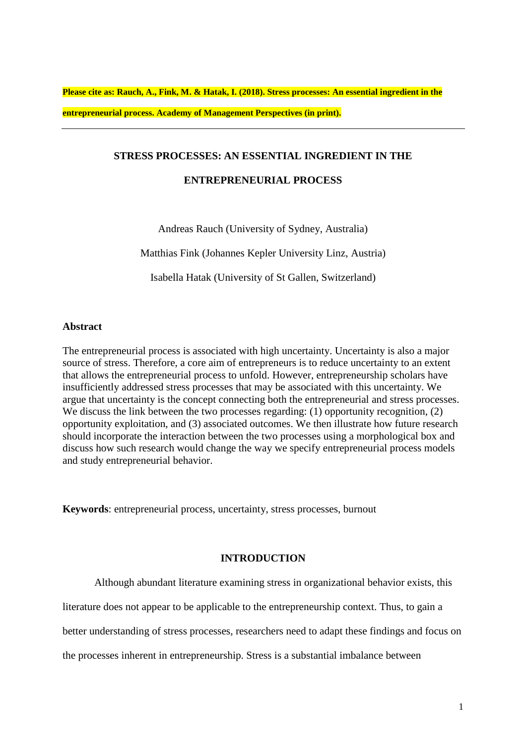**Please cite as: Rauch, A., Fink, M. & Hatak, I. (2018). Stress processes: An essential ingredient in the entrepreneurial process. Academy of Management Perspectives (in print).**

---

# STRESS PROCESSES: AN ESSENTIAL INGREDIENT IN THE ENTREPRENEURIAL PROCESS

Andreas Rauch (University of Sydney, Australia)

Matthias Fink (Johannes Kepler University Linz, Austria)

Isabella Hatak (University of St Gallen, Switzerland)

## Abstract

The entrepreneurial process is associated with high uncertainty. Uncertainty is also a major source of stress. Therefore, a core aim of entrepreneurs is to reduce uncertainty to an extent that allows the entrepreneurial process to unfold. However, entrepreneurship scholars have insufficiently addressed stress processes that may be associated with this uncertainty. We argue that uncertainty is the concept connecting both the entrepreneurial and stress processes. We discuss the link between the two processes regarding: (1) opportunity recognition, (2) opportunity exploitation, and (3) associated outcomes. We then illustrate how future research should incorporate the interaction between the two processes using a morphological box and discuss how such research would change the way we specify entrepreneurial process models and study entrepreneurial behavior.

**Keywords**: entrepreneurial process, uncertainty, stress processes, burnout

## INTRODUCTION

Although abundant literature examining stress in organizational behavior exists, this literature does not appear to be applicable to the entrepreneurship context. Thus, to gain a better understanding of stress processes, researchers need to adapt these findings and focus on the processes inherent in entrepreneurship. Stress is a substantial imbalance between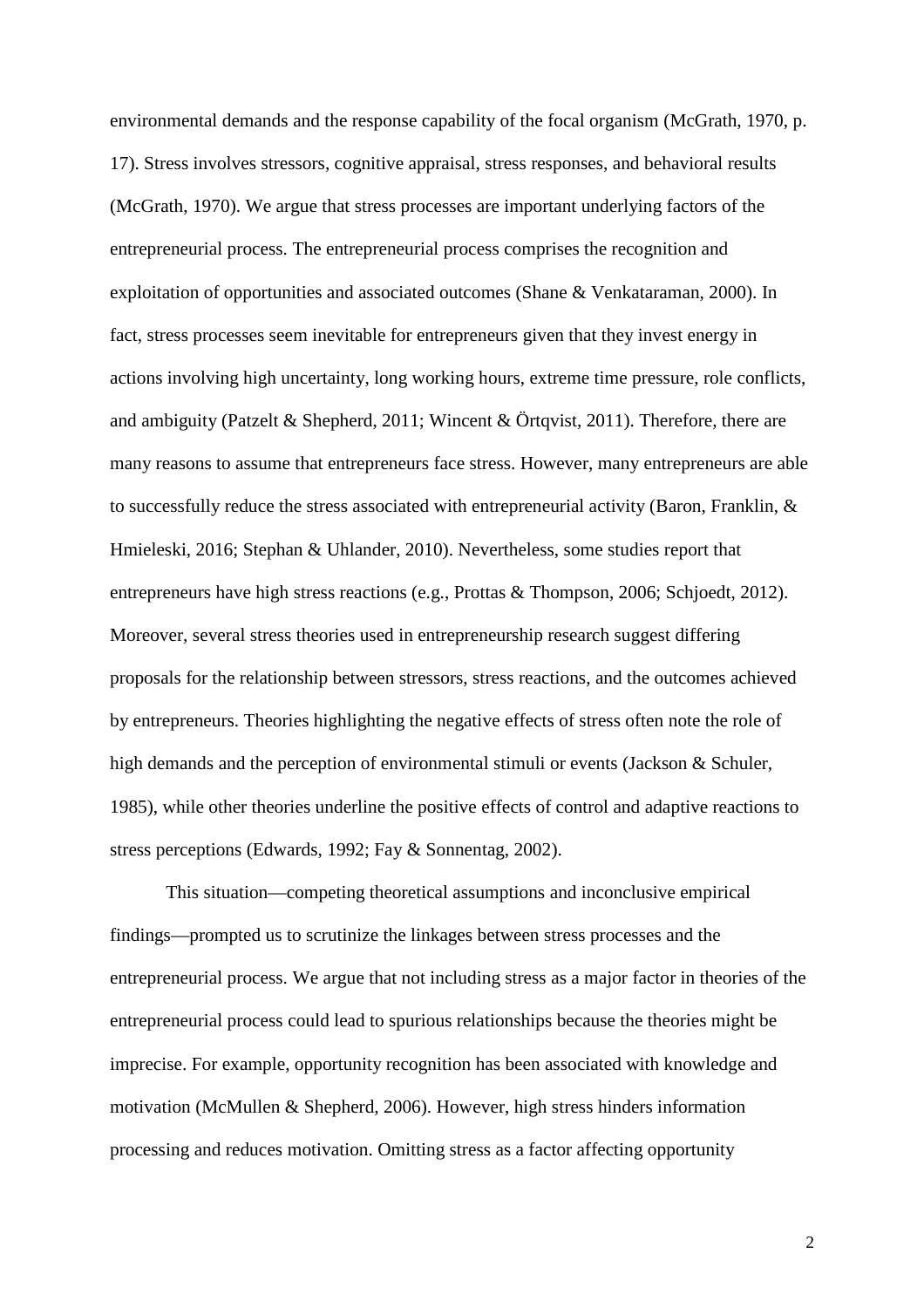environmental demands and the response capability of the focal organism (McGrath, 1970, p. 17). Stress involves stressors, cognitive appraisal, stress responses, and behavioral results (McGrath, 1970). We argue that stress processes are important underlying factors of the entrepreneurial process. The entrepreneurial process comprises the recognition and exploitation of opportunities and associated outcomes (Shane & Venkataraman, 2000). In fact, stress processes seem inevitable for entrepreneurs given that they invest energy in actions involving high uncertainty, long working hours, extreme time pressure, role conflicts, and ambiguity (Patzelt & Shepherd, 2011; Wincent & Örtqvist, 2011). Therefore, there are many reasons to assume that entrepreneurs face stress. However, many entrepreneurs are able to successfully reduce the stress associated with entrepreneurial activity (Baron, Franklin, & Hmieleski, 2016; Stephan & Uhlander, 2010). Nevertheless, some studies report that entrepreneurs have high stress reactions (e.g., Prottas & Thompson, 2006; Schjoedt, 2012). Moreover, several stress theories used in entrepreneurship research suggest differing proposals for the relationship between stressors, stress reactions, and the outcomes achieved by entrepreneurs. Theories highlighting the negative effects of stress often note the role of high demands and the perception of environmental stimuli or events (Jackson & Schuler, 1985), while other theories underline the positive effects of control and adaptive reactions to stress perceptions (Edwards, 1992; Fay & Sonnentag, 2002).

This situation—competing theoretical assumptions and inconclusive empirical findings—prompted us to scrutinize the linkages between stress processes and the entrepreneurial process. We argue that not including stress as a major factor in theories of the entrepreneurial process could lead to spurious relationships because the theories might be imprecise. For example, opportunity recognition has been associated with knowledge and motivation (McMullen & Shepherd, 2006). However, high stress hinders information processing and reduces motivation. Omitting stress as a factor affecting opportunity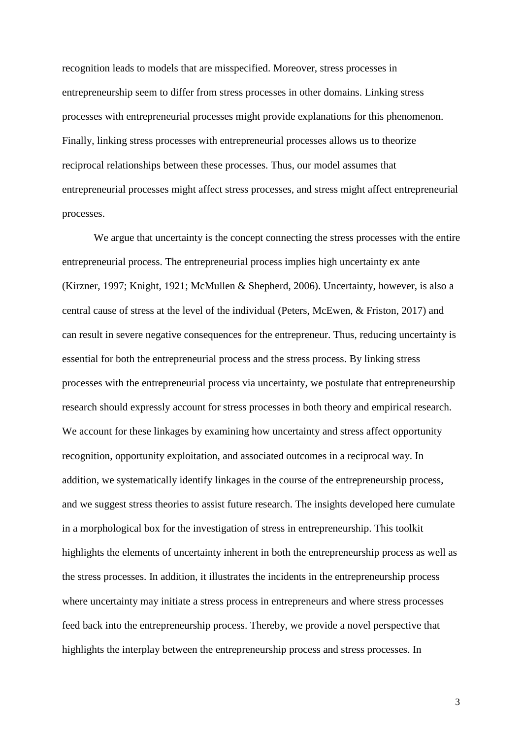recognition leads to models that are misspecified. Moreover, stress processes in entrepreneurship seem to differ from stress processes in other domains. Linking stress processes with entrepreneurial processes might provide explanations for this phenomenon. Finally, linking stress processes with entrepreneurial processes allows us to theorize reciprocal relationships between these processes. Thus, our model assumes that entrepreneurial processes might affect stress processes, and stress might affect entrepreneurial processes.

We argue that uncertainty is the concept connecting the stress processes with the entire entrepreneurial process. The entrepreneurial process implies high uncertainty ex ante (Kirzner, 1997; Knight, 1921; McMullen & Shepherd, 2006). Uncertainty, however, is also a central cause of stress at the level of the individual (Peters, McEwen, & Friston, 2017) and can result in severe negative consequences for the entrepreneur. Thus, reducing uncertainty is essential for both the entrepreneurial process and the stress process. By linking stress processes with the entrepreneurial process via uncertainty, we postulate that entrepreneurship research should expressly account for stress processes in both theory and empirical research. We account for these linkages by examining how uncertainty and stress affect opportunity recognition, opportunity exploitation, and associated outcomes in a reciprocal way. In addition, we systematically identify linkages in the course of the entrepreneurship process, and we suggest stress theories to assist future research. The insights developed here cumulate in a morphological box for the investigation of stress in entrepreneurship. This toolkit highlights the elements of uncertainty inherent in both the entrepreneurship process as well as the stress processes. In addition, it illustrates the incidents in the entrepreneurship process where uncertainty may initiate a stress process in entrepreneurs and where stress processes feed back into the entrepreneurship process. Thereby, we provide a novel perspective that highlights the interplay between the entrepreneurship process and stress processes. In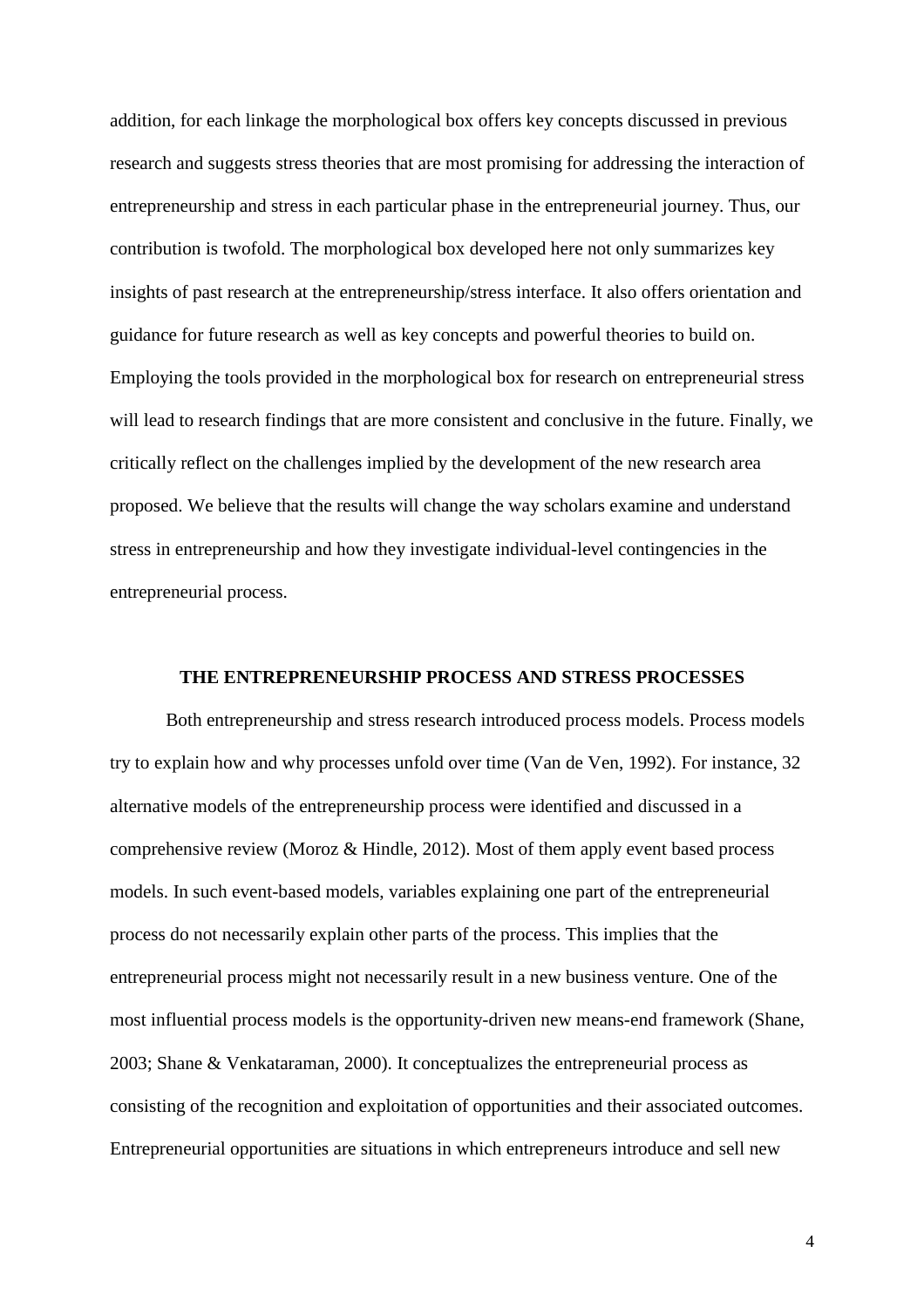addition, for each linkage the morphological box offers key concepts discussed in previous research and suggests stress theories that are most promising for addressing the interaction of entrepreneurship and stress in each particular phase in the entrepreneurial journey. Thus, our contribution is twofold. The morphological box developed here not only summarizes key insights of past research at the entrepreneurship/stress interface. It also offers orientation and guidance for future research as well as key concepts and powerful theories to build on. Employing the tools provided in the morphological box for research on entrepreneurial stress will lead to research findings that are more consistent and conclusive in the future. Finally, we critically reflect on the challenges implied by the development of the new research area proposed. We believe that the results will change the way scholars examine and understand stress in entrepreneurship and how they investigate individual-level contingencies in the entrepreneurial process.

## THE ENTREPRENEURSHIP PROCESS AND STRESS PROCESSES

Both entrepreneurship and stress research introduced process models. Process models try to explain how and why processes unfold over time (Van de Ven, 1992). For instance, 32 alternative models of the entrepreneurship process were identified and discussed in a comprehensive review (Moroz & Hindle, 2012). Most of them apply event based process models. In such event-based models, variables explaining one part of the entrepreneurial process do not necessarily explain other parts of the process. This implies that the entrepreneurial process might not necessarily result in a new business venture. One of the most influential process models is the opportunity-driven new means-end framework (Shane, 2003; Shane & Venkataraman, 2000). It conceptualizes the entrepreneurial process as consisting of the recognition and exploitation of opportunities and their associated outcomes. Entrepreneurial opportunities are situations in which entrepreneurs introduce and sell new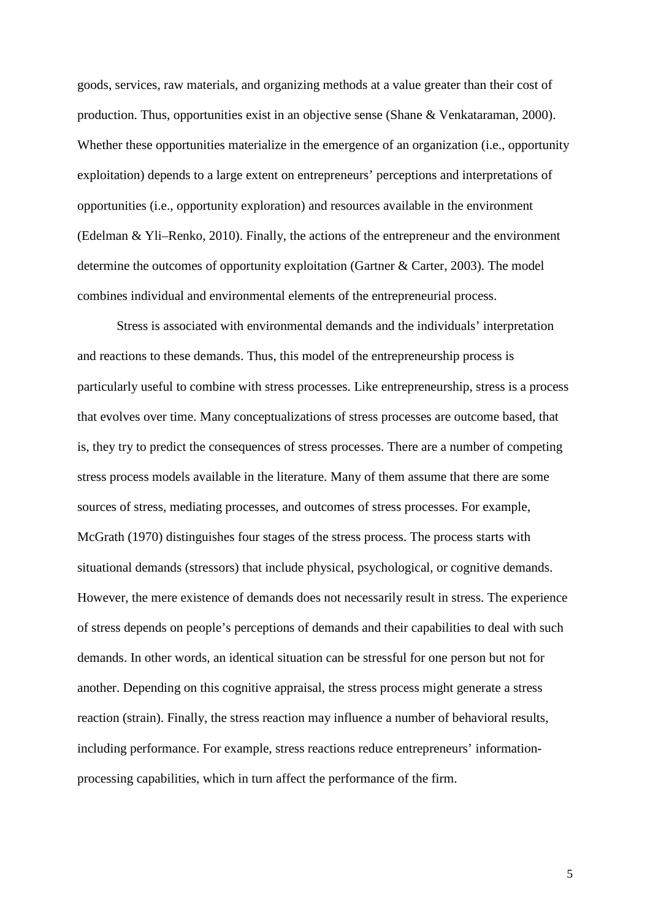goods, services, raw materials, and organizing methods at a value greater than their cost of production. Thus, opportunities exist in an objective sense (Shane & Venkataraman, 2000). Whether these opportunities materialize in the emergence of an organization (i.e., opportunity exploitation) depends to a large extent on entrepreneurs' perceptions and interpretations of opportunities (i.e., opportunity exploration) and resources available in the environment (Edelman & Yli–Renko, 2010). Finally, the actions of the entrepreneur and the environment determine the outcomes of opportunity exploitation (Gartner & Carter, 2003). The model combines individual and environmental elements of the entrepreneurial process.

Stress is associated with environmental demands and the individuals' interpretation and reactions to these demands. Thus, this model of the entrepreneurship process is particularly useful to combine with stress processes. Like entrepreneurship, stress is a process that evolves over time. Many conceptualizations of stress processes are outcome based, that is, they try to predict the consequences of stress processes. There are a number of competing stress process models available in the literature. Many of them assume that there are some sources of stress, mediating processes, and outcomes of stress processes. For example, McGrath (1970) distinguishes four stages of the stress process. The process starts with situational demands (stressors) that include physical, psychological, or cognitive demands. However, the mere existence of demands does not necessarily result in stress. The experience of stress depends on people's perceptions of demands and their capabilities to deal with such demands. In other words, an identical situation can be stressful for one person but not for another. Depending on this cognitive appraisal, the stress process might generate a stress reaction (strain). Finally, the stress reaction may influence a number of behavioral results, including performance. For example, stress reactions reduce entrepreneurs' information-processing capabilities, which in turn affect the performance of the firm.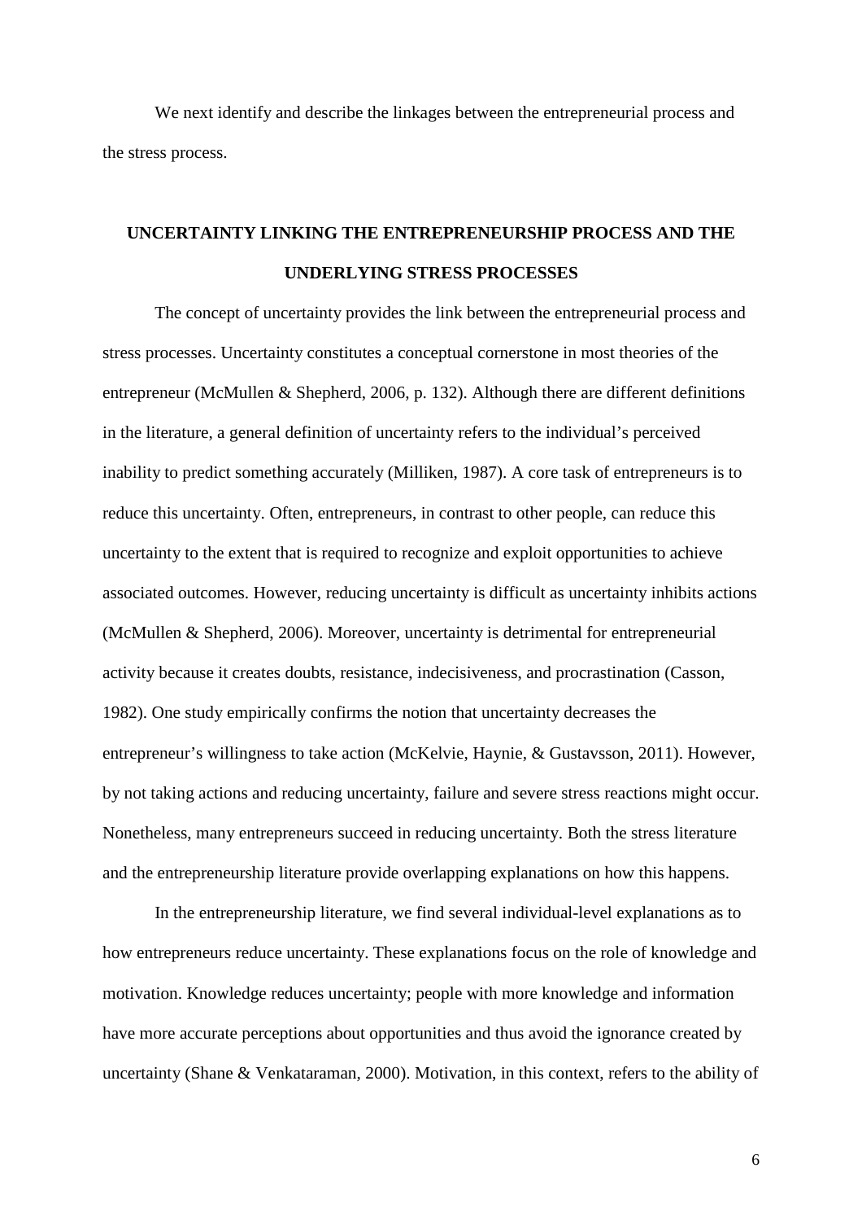We next identify and describe the linkages between the entrepreneurial process and the stress process.

## UNCERTAINTY LINKING THE ENTREPRENEURSHIP PROCESS AND THE UNDERLYING STRESS PROCESSES

The concept of uncertainty provides the link between the entrepreneurial process and stress processes. Uncertainty constitutes a conceptual cornerstone in most theories of the entrepreneur (McMullen & Shepherd, 2006, p. 132). Although there are different definitions in the literature, a general definition of uncertainty refers to the individual's perceived inability to predict something accurately (Milliken, 1987). A core task of entrepreneurs is to reduce this uncertainty. Often, entrepreneurs, in contrast to other people, can reduce this uncertainty to the extent that is required to recognize and exploit opportunities to achieve associated outcomes. However, reducing uncertainty is difficult as uncertainty inhibits actions (McMullen & Shepherd, 2006). Moreover, uncertainty is detrimental for entrepreneurial activity because it creates doubts, resistance, indecisiveness, and procrastination (Casson, 1982). One study empirically confirms the notion that uncertainty decreases the entrepreneur's willingness to take action (McKelvie, Haynie, & Gustavsson, 2011). However, by not taking actions and reducing uncertainty, failure and severe stress reactions might occur. Nonetheless, many entrepreneurs succeed in reducing uncertainty. Both the stress literature and the entrepreneurship literature provide overlapping explanations on how this happens.

In the entrepreneurship literature, we find several individual-level explanations as to how entrepreneurs reduce uncertainty. These explanations focus on the role of knowledge and motivation. Knowledge reduces uncertainty; people with more knowledge and information have more accurate perceptions about opportunities and thus avoid the ignorance created by uncertainty (Shane & Venkataraman, 2000). Motivation, in this context, refers to the ability of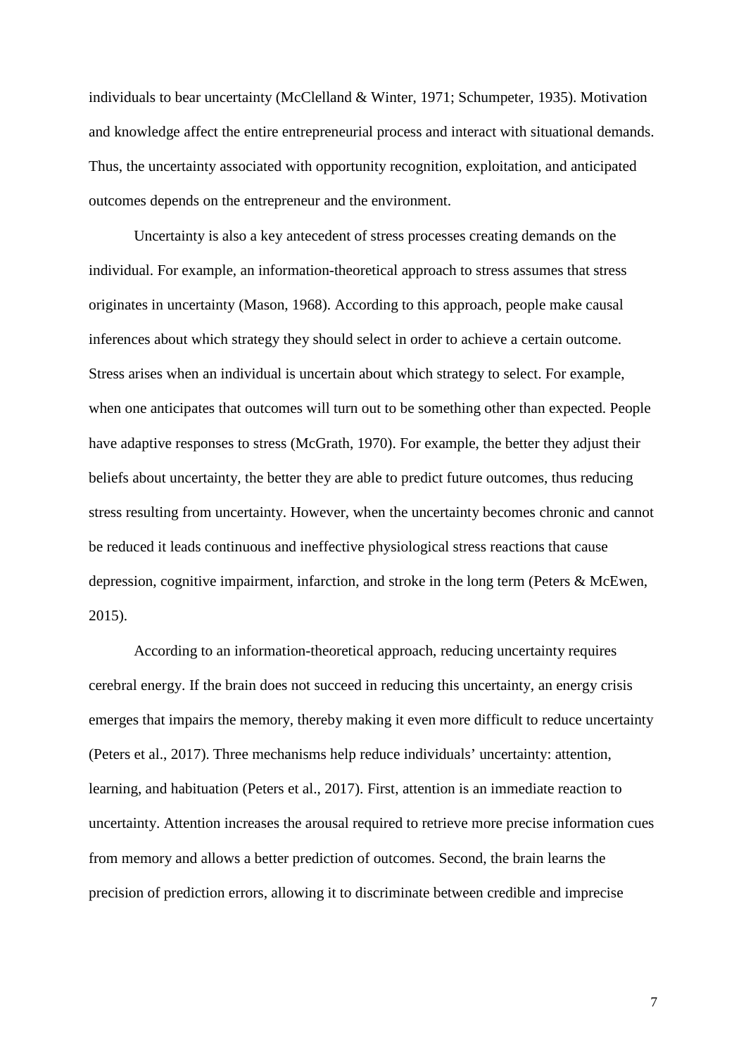individuals to bear uncertainty (McClelland & Winter, 1971; Schumpeter, 1935). Motivation and knowledge affect the entire entrepreneurial process and interact with situational demands. Thus, the uncertainty associated with opportunity recognition, exploitation, and anticipated outcomes depends on the entrepreneur and the environment.

Uncertainty is also a key antecedent of stress processes creating demands on the individual. For example, an information-theoretical approach to stress assumes that stress originates in uncertainty (Mason, 1968). According to this approach, people make causal inferences about which strategy they should select in order to achieve a certain outcome. Stress arises when an individual is uncertain about which strategy to select. For example, when one anticipates that outcomes will turn out to be something other than expected. People have adaptive responses to stress (McGrath, 1970). For example, the better they adjust their beliefs about uncertainty, the better they are able to predict future outcomes, thus reducing stress resulting from uncertainty. However, when the uncertainty becomes chronic and cannot be reduced it leads continuous and ineffective physiological stress reactions that cause depression, cognitive impairment, infarction, and stroke in the long term (Peters & McEwen, 2015).

According to an information-theoretical approach, reducing uncertainty requires cerebral energy. If the brain does not succeed in reducing this uncertainty, an energy crisis emerges that impairs the memory, thereby making it even more difficult to reduce uncertainty (Peters et al., 2017). Three mechanisms help reduce individuals' uncertainty: attention, learning, and habituation (Peters et al., 2017). First, attention is an immediate reaction to uncertainty. Attention increases the arousal required to retrieve more precise information cues from memory and allows a better prediction of outcomes. Second, the brain learns the precision of prediction errors, allowing it to discriminate between credible and imprecise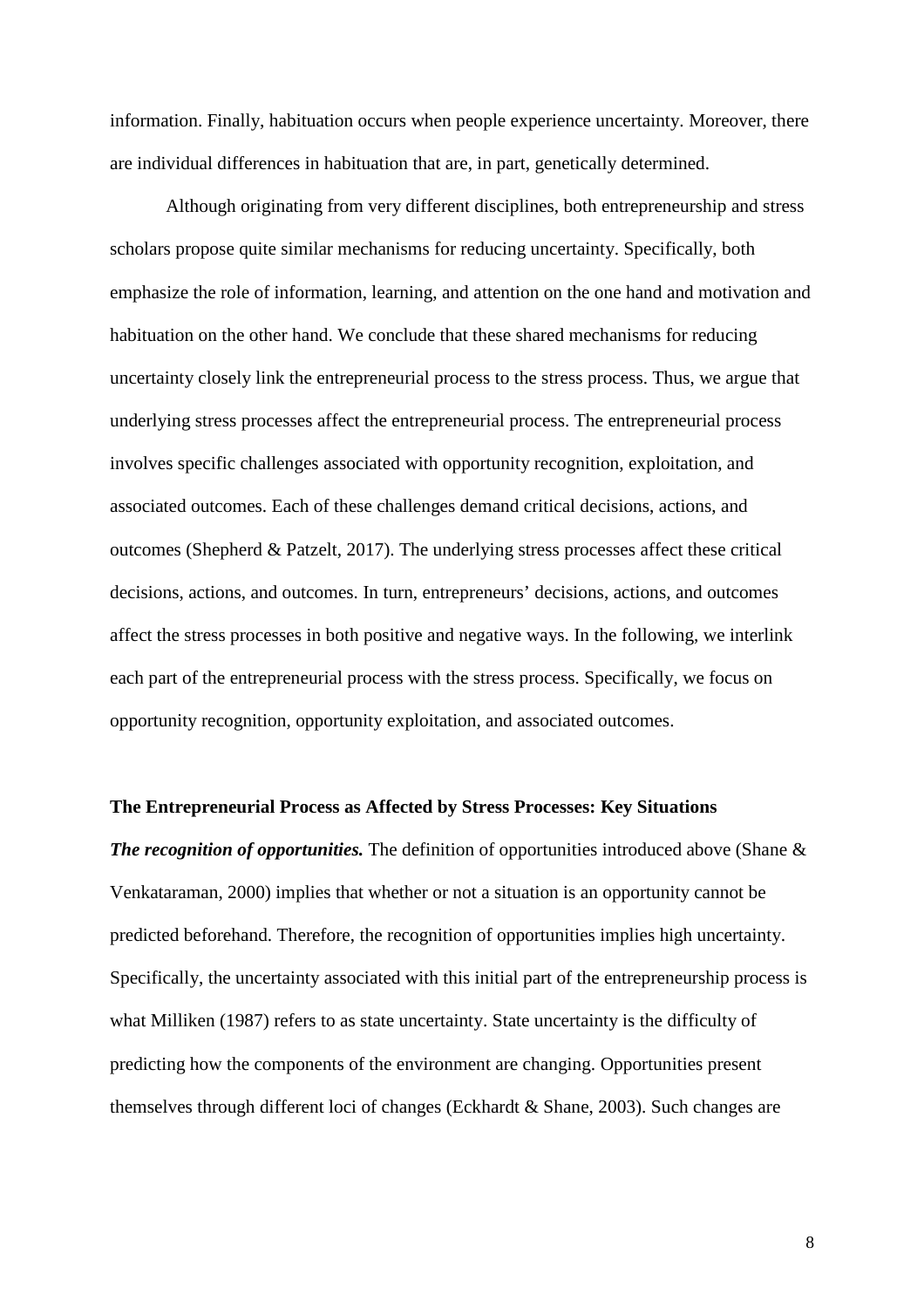information. Finally, habituation occurs when people experience uncertainty. Moreover, there are individual differences in habituation that are, in part, genetically determined.

Although originating from very different disciplines, both entrepreneurship and stress scholars propose quite similar mechanisms for reducing uncertainty. Specifically, both emphasize the role of information, learning, and attention on the one hand and motivation and habituation on the other hand. We conclude that these shared mechanisms for reducing uncertainty closely link the entrepreneurial process to the stress process. Thus, we argue that underlying stress processes affect the entrepreneurial process. The entrepreneurial process involves specific challenges associated with opportunity recognition, exploitation, and associated outcomes. Each of these challenges demand critical decisions, actions, and outcomes (Shepherd & Patzelt, 2017). The underlying stress processes affect these critical decisions, actions, and outcomes. In turn, entrepreneurs' decisions, actions, and outcomes affect the stress processes in both positive and negative ways. In the following, we interlink each part of the entrepreneurial process with the stress process. Specifically, we focus on opportunity recognition, opportunity exploitation, and associated outcomes.

**The Entrepreneurial Process as Affected by Stress Processes: Key Situations**

***The recognition of opportunities.*** The definition of opportunities introduced above (Shane & Venkataraman, 2000) implies that whether or not a situation is an opportunity cannot be predicted beforehand. Therefore, the recognition of opportunities implies high uncertainty. Specifically, the uncertainty associated with this initial part of the entrepreneurship process is what Milliken (1987) refers to as state uncertainty. State uncertainty is the difficulty of predicting how the components of the environment are changing. Opportunities present themselves through different loci of changes (Eckhardt & Shane, 2003). Such changes are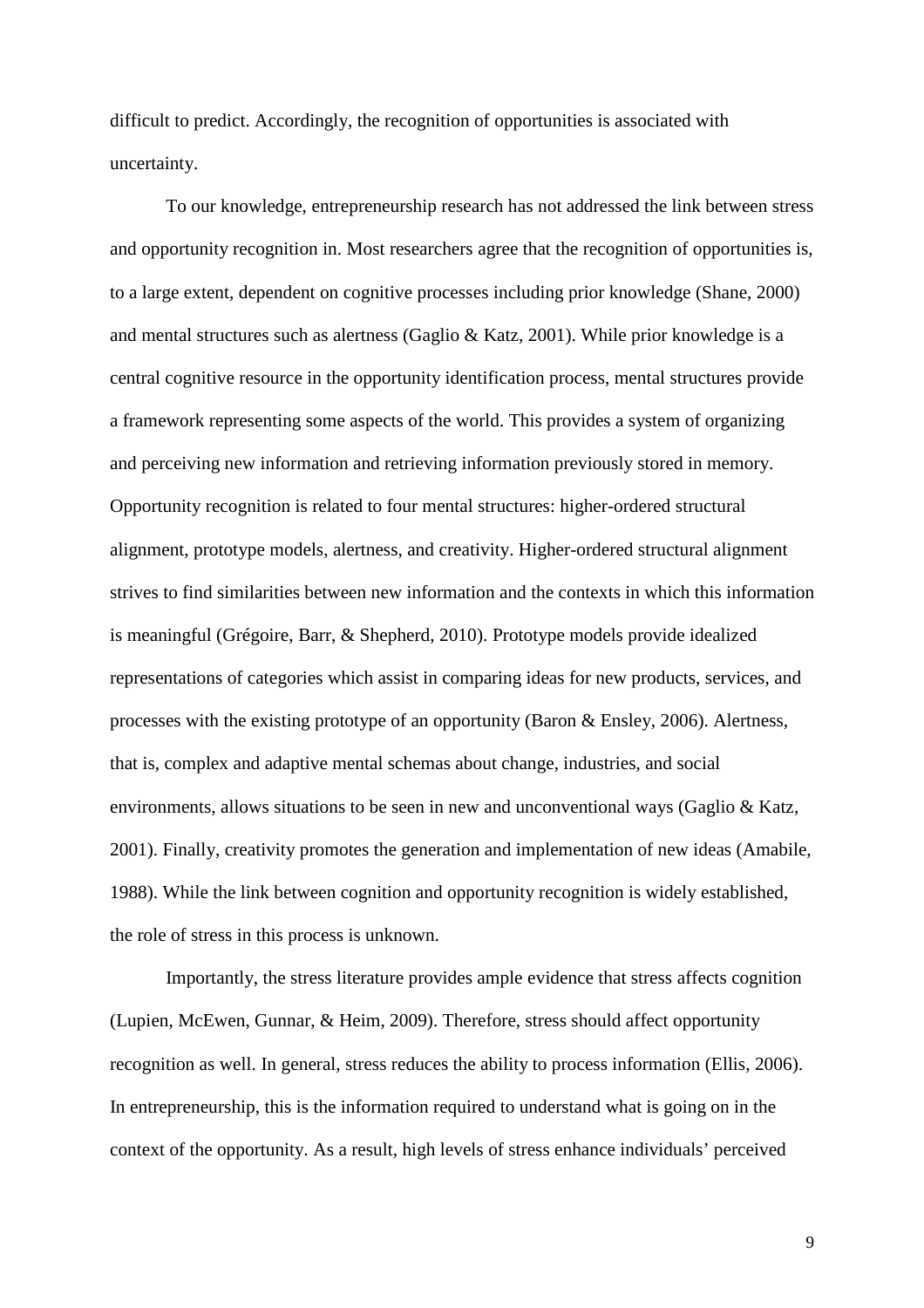difficult to predict. Accordingly, the recognition of opportunities is associated with uncertainty.

To our knowledge, entrepreneurship research has not addressed the link between stress and opportunity recognition in. Most researchers agree that the recognition of opportunities is, to a large extent, dependent on cognitive processes including prior knowledge (Shane, 2000) and mental structures such as alertness (Gaglio & Katz, 2001). While prior knowledge is a central cognitive resource in the opportunity identification process, mental structures provide a framework representing some aspects of the world. This provides a system of organizing and perceiving new information and retrieving information previously stored in memory. Opportunity recognition is related to four mental structures: higher-ordered structural alignment, prototype models, alertness, and creativity. Higher-ordered structural alignment strives to find similarities between new information and the contexts in which this information is meaningful (Grégoire, Barr, & Shepherd, 2010). Prototype models provide idealized representations of categories which assist in comparing ideas for new products, services, and processes with the existing prototype of an opportunity (Baron & Ensley, 2006). Alertness, that is, complex and adaptive mental schemas about change, industries, and social environments, allows situations to be seen in new and unconventional ways (Gaglio & Katz, 2001). Finally, creativity promotes the generation and implementation of new ideas (Amabile, 1988). While the link between cognition and opportunity recognition is widely established, the role of stress in this process is unknown.

Importantly, the stress literature provides ample evidence that stress affects cognition (Lupien, McEwen, Gunnar, & Heim, 2009). Therefore, stress should affect opportunity recognition as well. In general, stress reduces the ability to process information (Ellis, 2006). In entrepreneurship, this is the information required to understand what is going on in the context of the opportunity. As a result, high levels of stress enhance individuals' perceived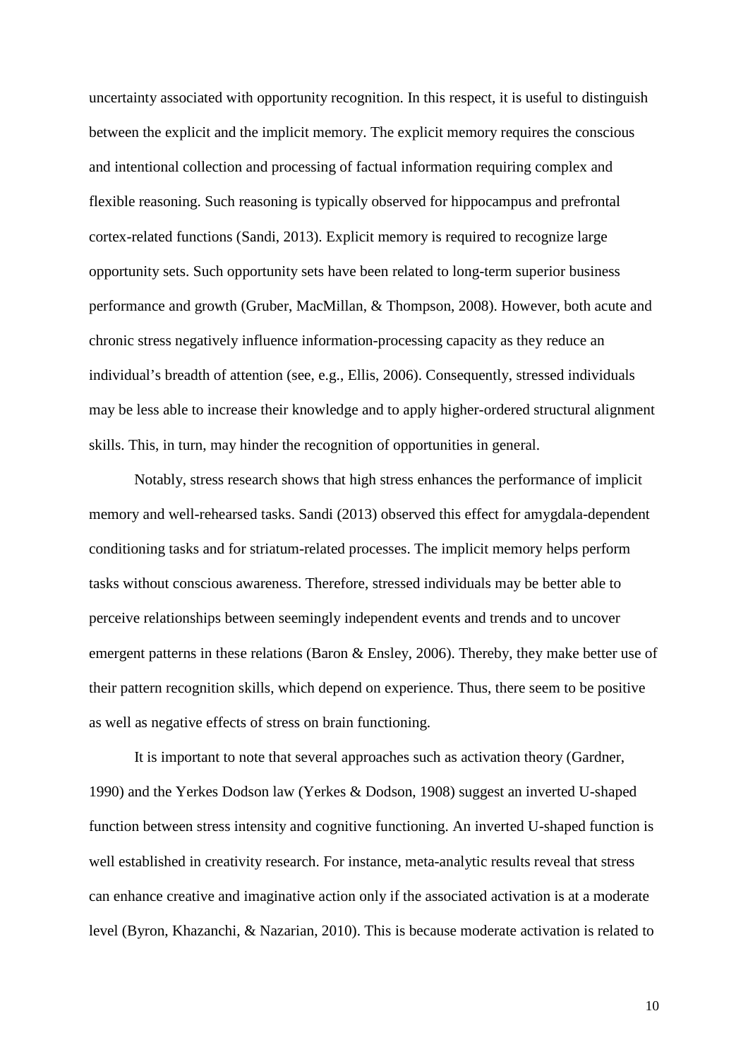uncertainty associated with opportunity recognition. In this respect, it is useful to distinguish between the explicit and the implicit memory. The explicit memory requires the conscious and intentional collection and processing of factual information requiring complex and flexible reasoning. Such reasoning is typically observed for hippocampus and prefrontal cortex-related functions (Sandi, 2013). Explicit memory is required to recognize large opportunity sets. Such opportunity sets have been related to long-term superior business performance and growth (Gruber, MacMillan, & Thompson, 2008). However, both acute and chronic stress negatively influence information-processing capacity as they reduce an individual's breadth of attention (see, e.g., Ellis, 2006). Consequently, stressed individuals may be less able to increase their knowledge and to apply higher-ordered structural alignment skills. This, in turn, may hinder the recognition of opportunities in general.

Notably, stress research shows that high stress enhances the performance of implicit memory and well-rehearsed tasks. Sandi (2013) observed this effect for amygdala-dependent conditioning tasks and for striatum-related processes. The implicit memory helps perform tasks without conscious awareness. Therefore, stressed individuals may be better able to perceive relationships between seemingly independent events and trends and to uncover emergent patterns in these relations (Baron & Ensley, 2006). Thereby, they make better use of their pattern recognition skills, which depend on experience. Thus, there seem to be positive as well as negative effects of stress on brain functioning.

It is important to note that several approaches such as activation theory (Gardner, 1990) and the Yerkes Dodson law (Yerkes & Dodson, 1908) suggest an inverted U-shaped function between stress intensity and cognitive functioning. An inverted U-shaped function is well established in creativity research. For instance, meta-analytic results reveal that stress can enhance creative and imaginative action only if the associated activation is at a moderate level (Byron, Khazanchi, & Nazarian, 2010). This is because moderate activation is related to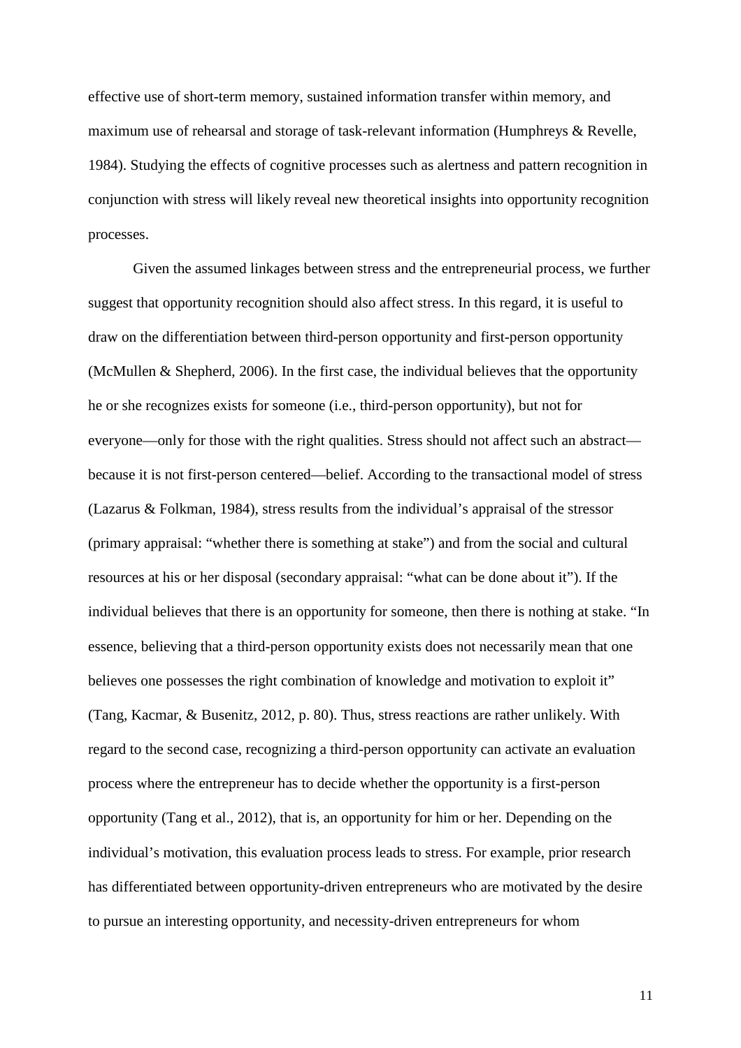effective use of short-term memory, sustained information transfer within memory, and maximum use of rehearsal and storage of task-relevant information (Humphreys & Revelle, 1984). Studying the effects of cognitive processes such as alertness and pattern recognition in conjunction with stress will likely reveal new theoretical insights into opportunity recognition processes.

Given the assumed linkages between stress and the entrepreneurial process, we further suggest that opportunity recognition should also affect stress. In this regard, it is useful to draw on the differentiation between third-person opportunity and first-person opportunity (McMullen & Shepherd, 2006). In the first case, the individual believes that the opportunity he or she recognizes exists for someone (i.e., third-person opportunity), but not for everyone—only for those with the right qualities. Stress should not affect such an abstract—because it is not first-person centered—belief. According to the transactional model of stress (Lazarus & Folkman, 1984), stress results from the individual's appraisal of the stressor (primary appraisal: "whether there is something at stake") and from the social and cultural resources at his or her disposal (secondary appraisal: "what can be done about it"). If the individual believes that there is an opportunity for someone, then there is nothing at stake. "In essence, believing that a third-person opportunity exists does not necessarily mean that one believes one possesses the right combination of knowledge and motivation to exploit it" (Tang, Kacmar, & Busenitz, 2012, p. 80). Thus, stress reactions are rather unlikely. With regard to the second case, recognizing a third-person opportunity can activate an evaluation process where the entrepreneur has to decide whether the opportunity is a first-person opportunity (Tang et al., 2012), that is, an opportunity for him or her. Depending on the individual's motivation, this evaluation process leads to stress. For example, prior research has differentiated between opportunity-driven entrepreneurs who are motivated by the desire to pursue an interesting opportunity, and necessity-driven entrepreneurs for whom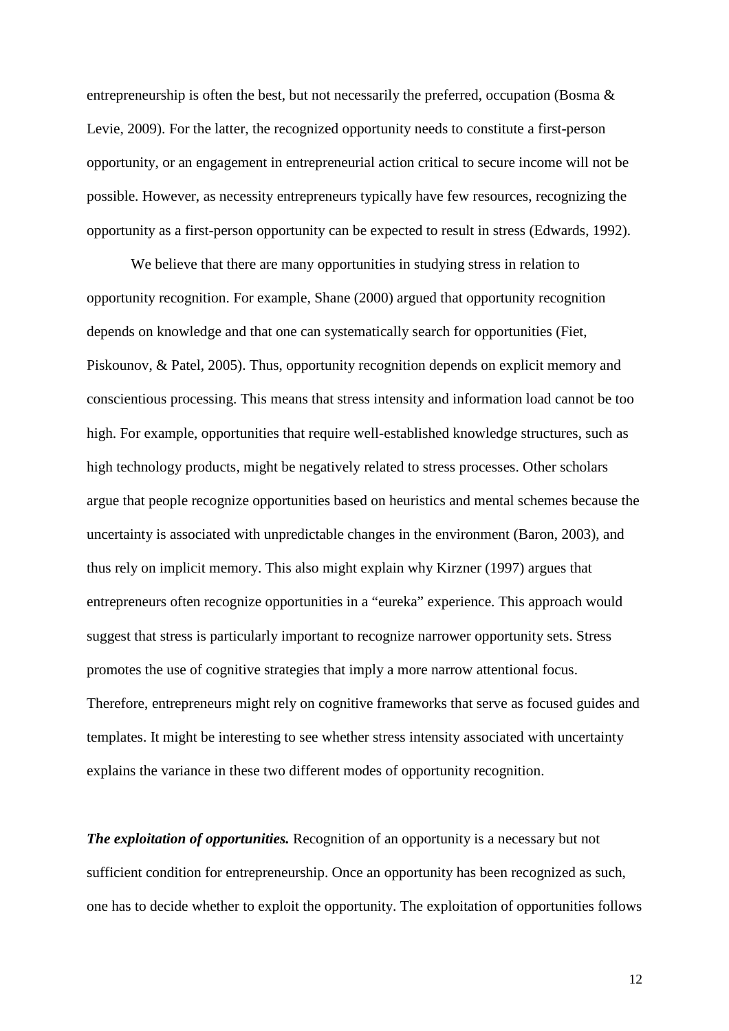entrepreneurship is often the best, but not necessarily the preferred, occupation (Bosma & Levie, 2009). For the latter, the recognized opportunity needs to constitute a first-person opportunity, or an engagement in entrepreneurial action critical to secure income will not be possible. However, as necessity entrepreneurs typically have few resources, recognizing the opportunity as a first-person opportunity can be expected to result in stress (Edwards, 1992).

We believe that there are many opportunities in studying stress in relation to opportunity recognition. For example, Shane (2000) argued that opportunity recognition depends on knowledge and that one can systematically search for opportunities (Fiet, Piskounov, & Patel, 2005). Thus, opportunity recognition depends on explicit memory and conscientious processing. This means that stress intensity and information load cannot be too high. For example, opportunities that require well-established knowledge structures, such as high technology products, might be negatively related to stress processes. Other scholars argue that people recognize opportunities based on heuristics and mental schemes because the uncertainty is associated with unpredictable changes in the environment (Baron, 2003), and thus rely on implicit memory. This also might explain why Kirzner (1997) argues that entrepreneurs often recognize opportunities in a "eureka" experience. This approach would suggest that stress is particularly important to recognize narrower opportunity sets. Stress promotes the use of cognitive strategies that imply a more narrow attentional focus. Therefore, entrepreneurs might rely on cognitive frameworks that serve as focused guides and templates. It might be interesting to see whether stress intensity associated with uncertainty explains the variance in these two different modes of opportunity recognition.

***The exploitation of opportunities.*** Recognition of an opportunity is a necessary but not sufficient condition for entrepreneurship. Once an opportunity has been recognized as such, one has to decide whether to exploit the opportunity. The exploitation of opportunities follows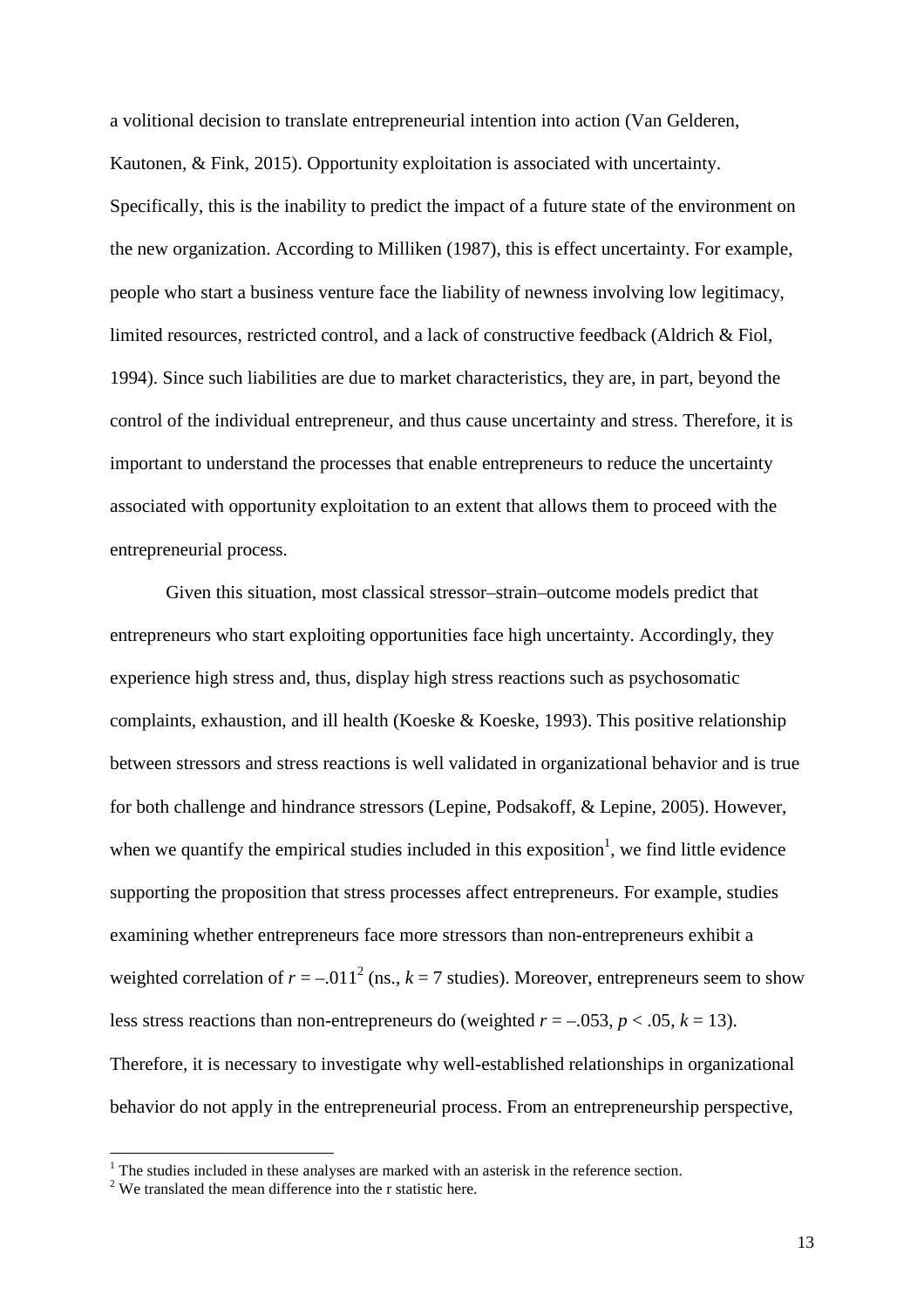a volitional decision to translate entrepreneurial intention into action (Van Gelderen, Kautonen, & Fink, 2015). Opportunity exploitation is associated with uncertainty. Specifically, this is the inability to predict the impact of a future state of the environment on the new organization. According to Milliken (1987), this is effect uncertainty. For example, people who start a business venture face the liability of newness involving low legitimacy, limited resources, restricted control, and a lack of constructive feedback (Aldrich & Fiol, 1994). Since such liabilities are due to market characteristics, they are, in part, beyond the control of the individual entrepreneur, and thus cause uncertainty and stress. Therefore, it is important to understand the processes that enable entrepreneurs to reduce the uncertainty associated with opportunity exploitation to an extent that allows them to proceed with the entrepreneurial process.

Given this situation, most classical stressor–strain–outcome models predict that entrepreneurs who start exploiting opportunities face high uncertainty. Accordingly, they experience high stress and, thus, display high stress reactions such as psychosomatic complaints, exhaustion, and ill health (Koeske & Koeske, 1993). This positive relationship between stressors and stress reactions is well validated in organizational behavior and is true for both challenge and hindrance stressors (Lepine, Podsakoff, & Lepine, 2005). However, when we quantify the empirical studies included in this exposition[1], we find little evidence supporting the proposition that stress processes affect entrepreneurs. For example, studies examining whether entrepreneurs face more stressors than non-entrepreneurs exhibit a weighted correlation of $r = -.011$[2] (ns., $k = 7$ studies). Moreover, entrepreneurs seem to show less stress reactions than non-entrepreneurs do (weighted $r = -.053$, $p < .05$, $k = 13$). Therefore, it is necessary to investigate why well-established relationships in organizational behavior do not apply in the entrepreneurial process. From an entrepreneurship perspective,

[1] The studies included in these analyses are marked with an asterisk in the reference section.

[2] We translated the mean difference into the r statistic here.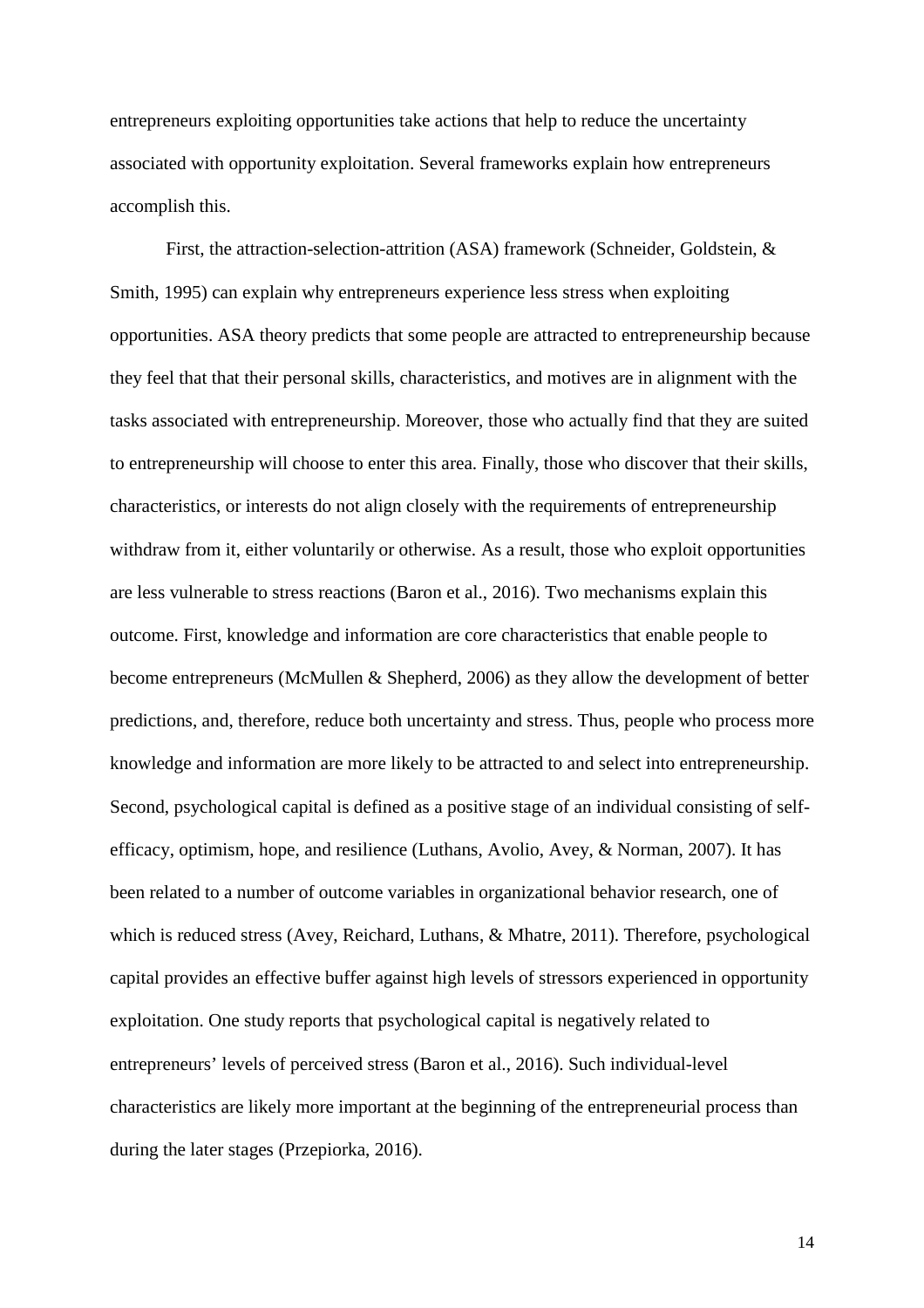entrepreneurs exploiting opportunities take actions that help to reduce the uncertainty associated with opportunity exploitation. Several frameworks explain how entrepreneurs accomplish this.

First, the attraction-selection-attrition (ASA) framework (Schneider, Goldstein, & Smith, 1995) can explain why entrepreneurs experience less stress when exploiting opportunities. ASA theory predicts that some people are attracted to entrepreneurship because they feel that that their personal skills, characteristics, and motives are in alignment with the tasks associated with entrepreneurship. Moreover, those who actually find that they are suited to entrepreneurship will choose to enter this area. Finally, those who discover that their skills, characteristics, or interests do not align closely with the requirements of entrepreneurship withdraw from it, either voluntarily or otherwise. As a result, those who exploit opportunities are less vulnerable to stress reactions (Baron et al., 2016). Two mechanisms explain this outcome. First, knowledge and information are core characteristics that enable people to become entrepreneurs (McMullen & Shepherd, 2006) as they allow the development of better predictions, and, therefore, reduce both uncertainty and stress. Thus, people who process more knowledge and information are more likely to be attracted to and select into entrepreneurship. Second, psychological capital is defined as a positive stage of an individual consisting of self-efficacy, optimism, hope, and resilience (Luthans, Avolio, Avey, & Norman, 2007). It has been related to a number of outcome variables in organizational behavior research, one of which is reduced stress (Avey, Reichard, Luthans, & Mhatre, 2011). Therefore, psychological capital provides an effective buffer against high levels of stressors experienced in opportunity exploitation. One study reports that psychological capital is negatively related to entrepreneurs' levels of perceived stress (Baron et al., 2016). Such individual-level characteristics are likely more important at the beginning of the entrepreneurial process than during the later stages (Przepiorka, 2016).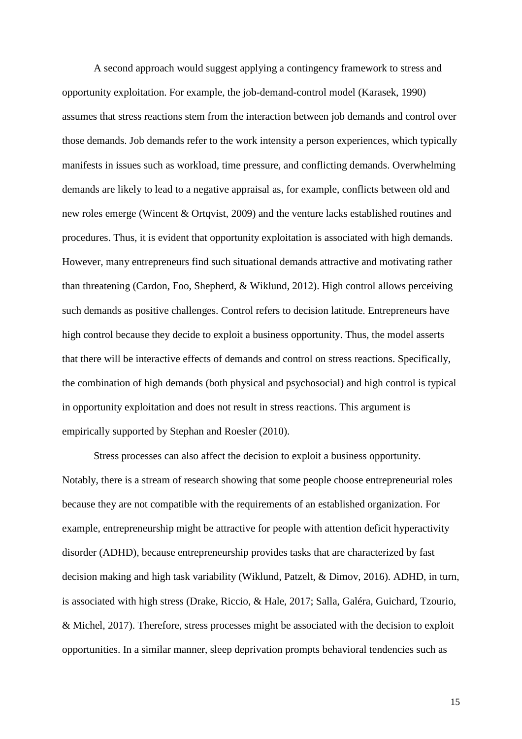A second approach would suggest applying a contingency framework to stress and opportunity exploitation. For example, the job-demand-control model (Karasek, 1990) assumes that stress reactions stem from the interaction between job demands and control over those demands. Job demands refer to the work intensity a person experiences, which typically manifests in issues such as workload, time pressure, and conflicting demands. Overwhelming demands are likely to lead to a negative appraisal as, for example, conflicts between old and new roles emerge (Wincent & Ortqvist, 2009) and the venture lacks established routines and procedures. Thus, it is evident that opportunity exploitation is associated with high demands. However, many entrepreneurs find such situational demands attractive and motivating rather than threatening (Cardon, Foo, Shepherd, & Wiklund, 2012). High control allows perceiving such demands as positive challenges. Control refers to decision latitude. Entrepreneurs have high control because they decide to exploit a business opportunity. Thus, the model asserts that there will be interactive effects of demands and control on stress reactions. Specifically, the combination of high demands (both physical and psychosocial) and high control is typical in opportunity exploitation and does not result in stress reactions. This argument is empirically supported by Stephan and Roesler (2010).

Stress processes can also affect the decision to exploit a business opportunity. Notably, there is a stream of research showing that some people choose entrepreneurial roles because they are not compatible with the requirements of an established organization. For example, entrepreneurship might be attractive for people with attention deficit hyperactivity disorder (ADHD), because entrepreneurship provides tasks that are characterized by fast decision making and high task variability (Wiklund, Patzelt, & Dimov, 2016). ADHD, in turn, is associated with high stress (Drake, Riccio, & Hale, 2017; Salla, Galéra, Guichard, Tzourio, & Michel, 2017). Therefore, stress processes might be associated with the decision to exploit opportunities. In a similar manner, sleep deprivation prompts behavioral tendencies such as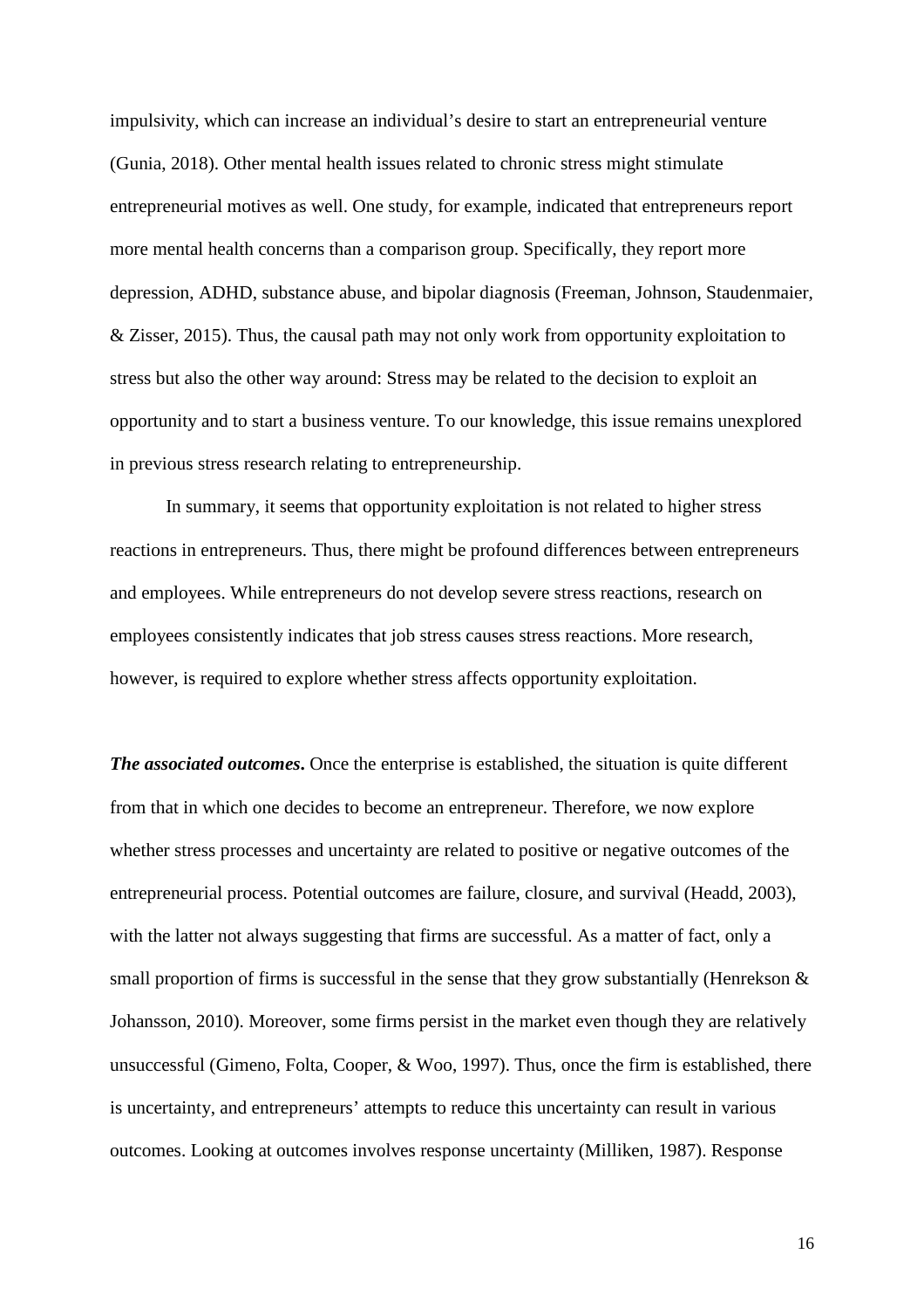impulsivity, which can increase an individual's desire to start an entrepreneurial venture (Gunia, 2018). Other mental health issues related to chronic stress might stimulate entrepreneurial motives as well. One study, for example, indicated that entrepreneurs report more mental health concerns than a comparison group. Specifically, they report more depression, ADHD, substance abuse, and bipolar diagnosis (Freeman, Johnson, Staudenmaier, & Zisser, 2015). Thus, the causal path may not only work from opportunity exploitation to stress but also the other way around: Stress may be related to the decision to exploit an opportunity and to start a business venture. To our knowledge, this issue remains unexplored in previous stress research relating to entrepreneurship.

In summary, it seems that opportunity exploitation is not related to higher stress reactions in entrepreneurs. Thus, there might be profound differences between entrepreneurs and employees. While entrepreneurs do not develop severe stress reactions, research on employees consistently indicates that job stress causes stress reactions. More research, however, is required to explore whether stress affects opportunity exploitation.

***The associated outcomes*.** Once the enterprise is established, the situation is quite different from that in which one decides to become an entrepreneur. Therefore, we now explore whether stress processes and uncertainty are related to positive or negative outcomes of the entrepreneurial process. Potential outcomes are failure, closure, and survival (Headd, 2003), with the latter not always suggesting that firms are successful. As a matter of fact, only a small proportion of firms is successful in the sense that they grow substantially (Henrekson & Johansson, 2010). Moreover, some firms persist in the market even though they are relatively unsuccessful (Gimeno, Folta, Cooper, & Woo, 1997). Thus, once the firm is established, there is uncertainty, and entrepreneurs' attempts to reduce this uncertainty can result in various outcomes. Looking at outcomes involves response uncertainty (Milliken, 1987). Response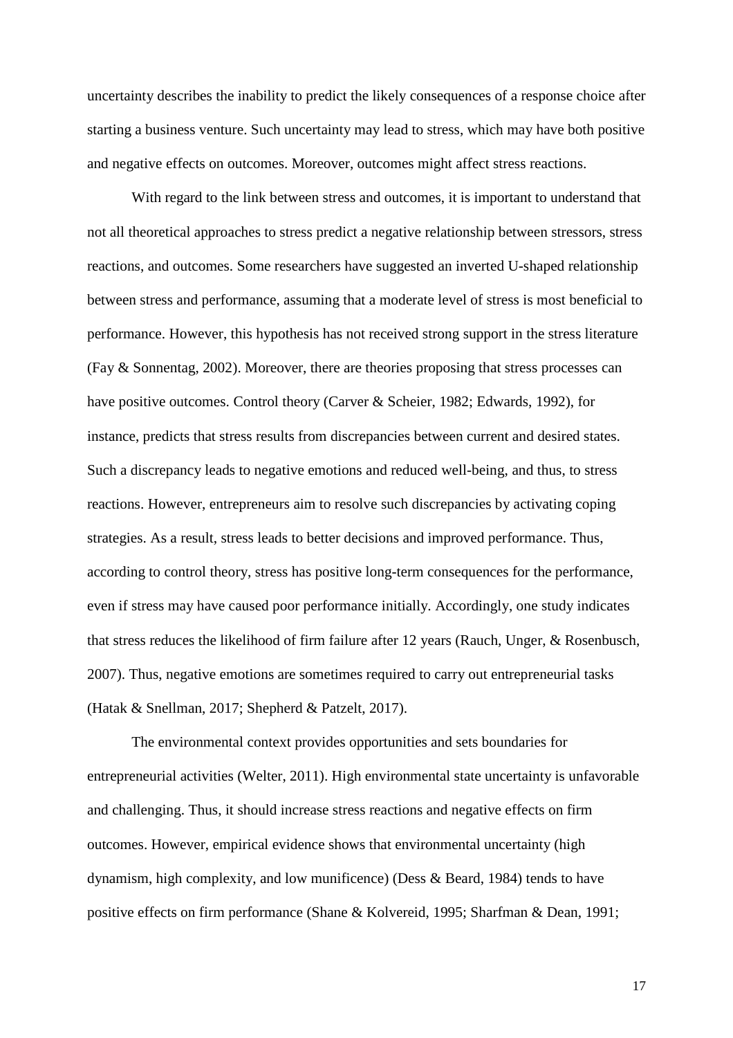uncertainty describes the inability to predict the likely consequences of a response choice after starting a business venture. Such uncertainty may lead to stress, which may have both positive and negative effects on outcomes. Moreover, outcomes might affect stress reactions.

With regard to the link between stress and outcomes, it is important to understand that not all theoretical approaches to stress predict a negative relationship between stressors, stress reactions, and outcomes. Some researchers have suggested an inverted U-shaped relationship between stress and performance, assuming that a moderate level of stress is most beneficial to performance. However, this hypothesis has not received strong support in the stress literature (Fay & Sonnentag, 2002). Moreover, there are theories proposing that stress processes can have positive outcomes. Control theory (Carver & Scheier, 1982; Edwards, 1992), for instance, predicts that stress results from discrepancies between current and desired states. Such a discrepancy leads to negative emotions and reduced well-being, and thus, to stress reactions. However, entrepreneurs aim to resolve such discrepancies by activating coping strategies. As a result, stress leads to better decisions and improved performance. Thus, according to control theory, stress has positive long-term consequences for the performance, even if stress may have caused poor performance initially. Accordingly, one study indicates that stress reduces the likelihood of firm failure after 12 years (Rauch, Unger, & Rosenbusch, 2007). Thus, negative emotions are sometimes required to carry out entrepreneurial tasks (Hatak & Snellman, 2017; Shepherd & Patzelt, 2017).

The environmental context provides opportunities and sets boundaries for entrepreneurial activities (Welter, 2011). High environmental state uncertainty is unfavorable and challenging. Thus, it should increase stress reactions and negative effects on firm outcomes. However, empirical evidence shows that environmental uncertainty (high dynamism, high complexity, and low munificence) (Dess & Beard, 1984) tends to have positive effects on firm performance (Shane & Kolvereid, 1995; Sharfman & Dean, 1991;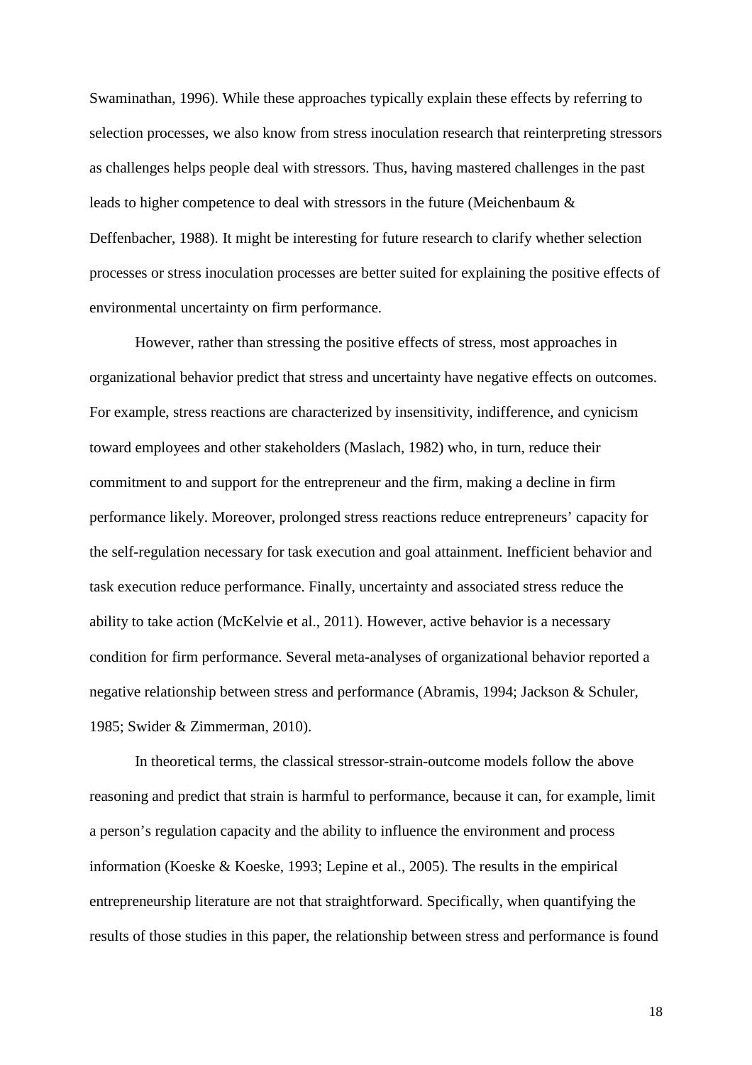Swaminathan, 1996). While these approaches typically explain these effects by referring to selection processes, we also know from stress inoculation research that reinterpreting stressors as challenges helps people deal with stressors. Thus, having mastered challenges in the past leads to higher competence to deal with stressors in the future (Meichenbaum & Deffenbacher, 1988). It might be interesting for future research to clarify whether selection processes or stress inoculation processes are better suited for explaining the positive effects of environmental uncertainty on firm performance.

However, rather than stressing the positive effects of stress, most approaches in organizational behavior predict that stress and uncertainty have negative effects on outcomes. For example, stress reactions are characterized by insensitivity, indifference, and cynicism toward employees and other stakeholders (Maslach, 1982) who, in turn, reduce their commitment to and support for the entrepreneur and the firm, making a decline in firm performance likely. Moreover, prolonged stress reactions reduce entrepreneurs' capacity for the self-regulation necessary for task execution and goal attainment. Inefficient behavior and task execution reduce performance. Finally, uncertainty and associated stress reduce the ability to take action (McKelvie et al., 2011). However, active behavior is a necessary condition for firm performance. Several meta-analyses of organizational behavior reported a negative relationship between stress and performance (Abramis, 1994; Jackson & Schuler, 1985; Swider & Zimmerman, 2010).

In theoretical terms, the classical stressor-strain-outcome models follow the above reasoning and predict that strain is harmful to performance, because it can, for example, limit a person's regulation capacity and the ability to influence the environment and process information (Koeske & Koeske, 1993; Lepine et al., 2005). The results in the empirical entrepreneurship literature are not that straightforward. Specifically, when quantifying the results of those studies in this paper, the relationship between stress and performance is found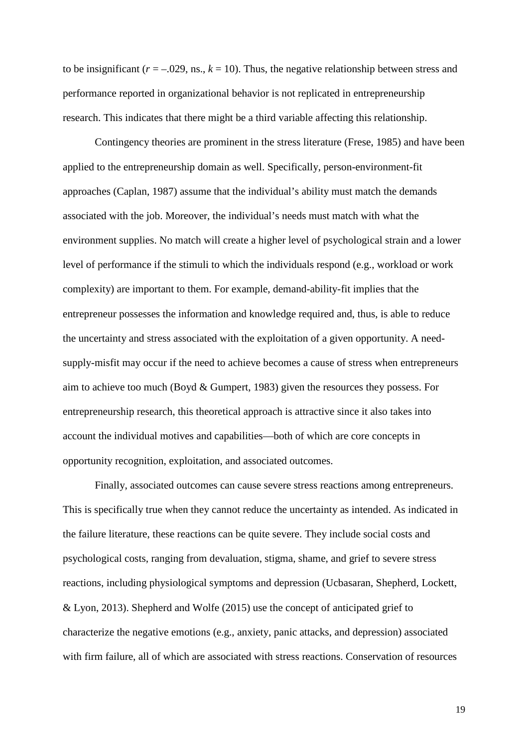to be insignificant ($r = -.029$, ns., $k = 10$). Thus, the negative relationship between stress and performance reported in organizational behavior is not replicated in entrepreneurship research. This indicates that there might be a third variable affecting this relationship.

Contingency theories are prominent in the stress literature (Frese, 1985) and have been applied to the entrepreneurship domain as well. Specifically, person-environment-fit approaches (Caplan, 1987) assume that the individual's ability must match the demands associated with the job. Moreover, the individual's needs must match with what the environment supplies. No match will create a higher level of psychological strain and a lower level of performance if the stimuli to which the individuals respond (e.g., workload or work complexity) are important to them. For example, demand-ability-fit implies that the entrepreneur possesses the information and knowledge required and, thus, is able to reduce the uncertainty and stress associated with the exploitation of a given opportunity. A need-supply-misfit may occur if the need to achieve becomes a cause of stress when entrepreneurs aim to achieve too much (Boyd & Gumpert, 1983) given the resources they possess. For entrepreneurship research, this theoretical approach is attractive since it also takes into account the individual motives and capabilities—both of which are core concepts in opportunity recognition, exploitation, and associated outcomes.

Finally, associated outcomes can cause severe stress reactions among entrepreneurs. This is specifically true when they cannot reduce the uncertainty as intended. As indicated in the failure literature, these reactions can be quite severe. They include social costs and psychological costs, ranging from devaluation, stigma, shame, and grief to severe stress reactions, including physiological symptoms and depression (Ucbasaran, Shepherd, Lockett, & Lyon, 2013). Shepherd and Wolfe (2015) use the concept of anticipated grief to characterize the negative emotions (e.g., anxiety, panic attacks, and depression) associated with firm failure, all of which are associated with stress reactions. Conservation of resources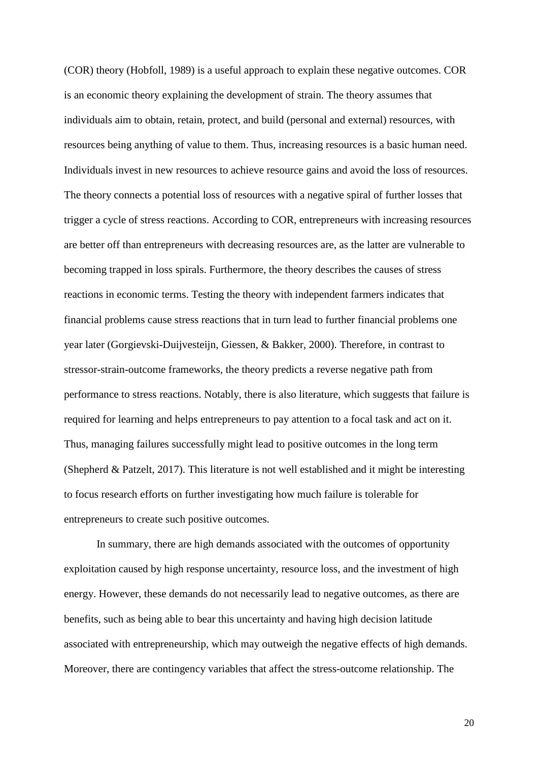(COR) theory (Hobfoll, 1989) is a useful approach to explain these negative outcomes. COR is an economic theory explaining the development of strain. The theory assumes that individuals aim to obtain, retain, protect, and build (personal and external) resources, with resources being anything of value to them. Thus, increasing resources is a basic human need. Individuals invest in new resources to achieve resource gains and avoid the loss of resources. The theory connects a potential loss of resources with a negative spiral of further losses that trigger a cycle of stress reactions. According to COR, entrepreneurs with increasing resources are better off than entrepreneurs with decreasing resources are, as the latter are vulnerable to becoming trapped in loss spirals. Furthermore, the theory describes the causes of stress reactions in economic terms. Testing the theory with independent farmers indicates that financial problems cause stress reactions that in turn lead to further financial problems one year later (Gorgievski-Duijvesteijn, Giessen, & Bakker, 2000). Therefore, in contrast to stressor-strain-outcome frameworks, the theory predicts a reverse negative path from performance to stress reactions. Notably, there is also literature, which suggests that failure is required for learning and helps entrepreneurs to pay attention to a focal task and act on it. Thus, managing failures successfully might lead to positive outcomes in the long term (Shepherd & Patzelt, 2017). This literature is not well established and it might be interesting to focus research efforts on further investigating how much failure is tolerable for entrepreneurs to create such positive outcomes.

In summary, there are high demands associated with the outcomes of opportunity exploitation caused by high response uncertainty, resource loss, and the investment of high energy. However, these demands do not necessarily lead to negative outcomes, as there are benefits, such as being able to bear this uncertainty and having high decision latitude associated with entrepreneurship, which may outweigh the negative effects of high demands. Moreover, there are contingency variables that affect the stress-outcome relationship. The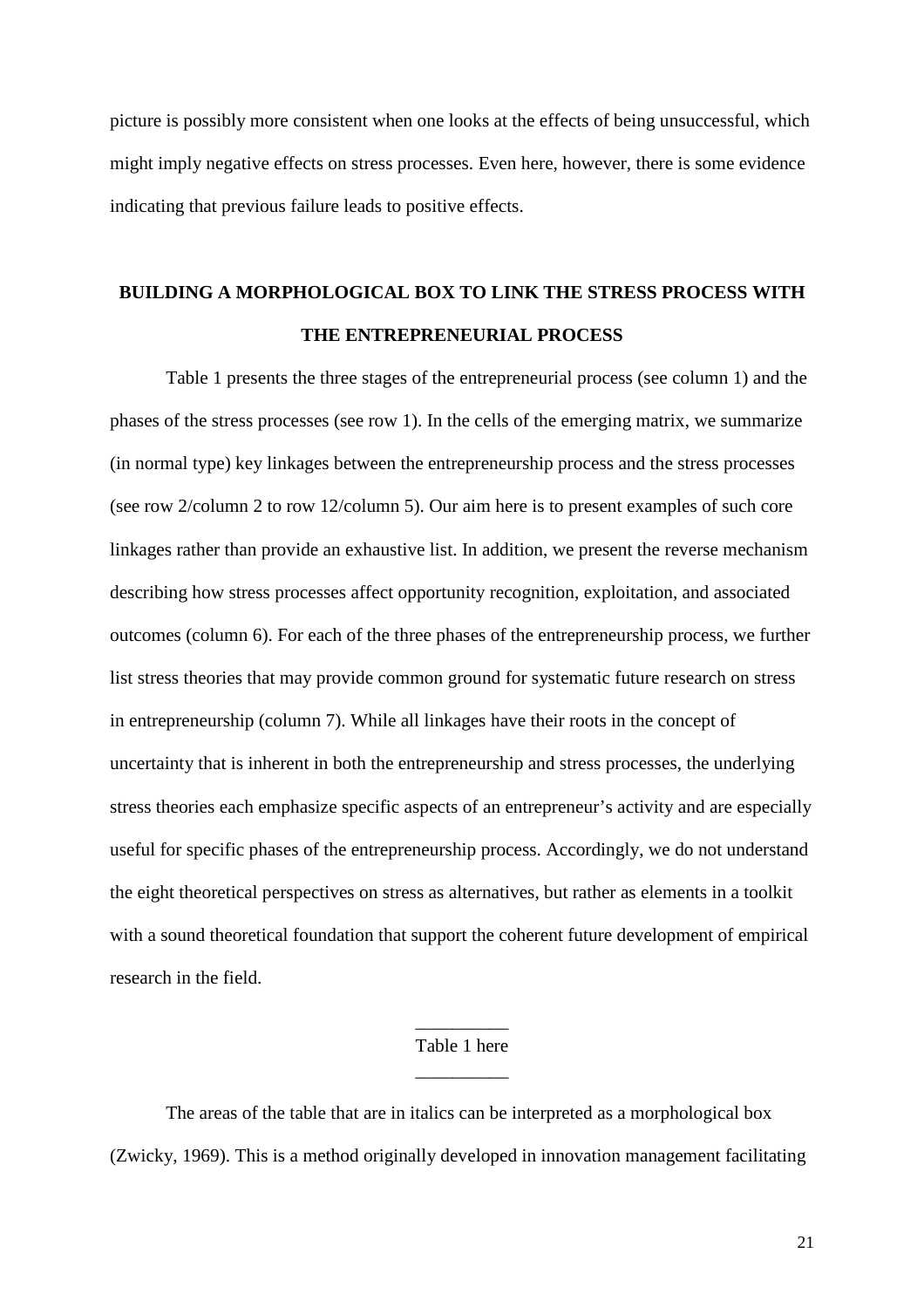picture is possibly more consistent when one looks at the effects of being unsuccessful, which might imply negative effects on stress processes. Even here, however, there is some evidence indicating that previous failure leads to positive effects.

## BUILDING A MORPHOLOGICAL BOX TO LINK THE STRESS PROCESS WITH THE ENTREPRENEURIAL PROCESS

Table 1 presents the three stages of the entrepreneurial process (see column 1) and the phases of the stress processes (see row 1). In the cells of the emerging matrix, we summarize (in normal type) key linkages between the entrepreneurship process and the stress processes (see row 2/column 2 to row 12/column 5). Our aim here is to present examples of such core linkages rather than provide an exhaustive list. In addition, we present the reverse mechanism describing how stress processes affect opportunity recognition, exploitation, and associated outcomes (column 6). For each of the three phases of the entrepreneurship process, we further list stress theories that may provide common ground for systematic future research on stress in entrepreneurship (column 7). While all linkages have their roots in the concept of uncertainty that is inherent in both the entrepreneurship and stress processes, the underlying stress theories each emphasize specific aspects of an entrepreneur's activity and are especially useful for specific phases of the entrepreneurship process. Accordingly, we do not understand the eight theoretical perspectives on stress as alternatives, but rather as elements in a toolkit with a sound theoretical foundation that support the coherent future development of empirical research in the field.

Table 1 here

The areas of the table that are in italics can be interpreted as a morphological box (Zwicky, 1969). This is a method originally developed in innovation management facilitating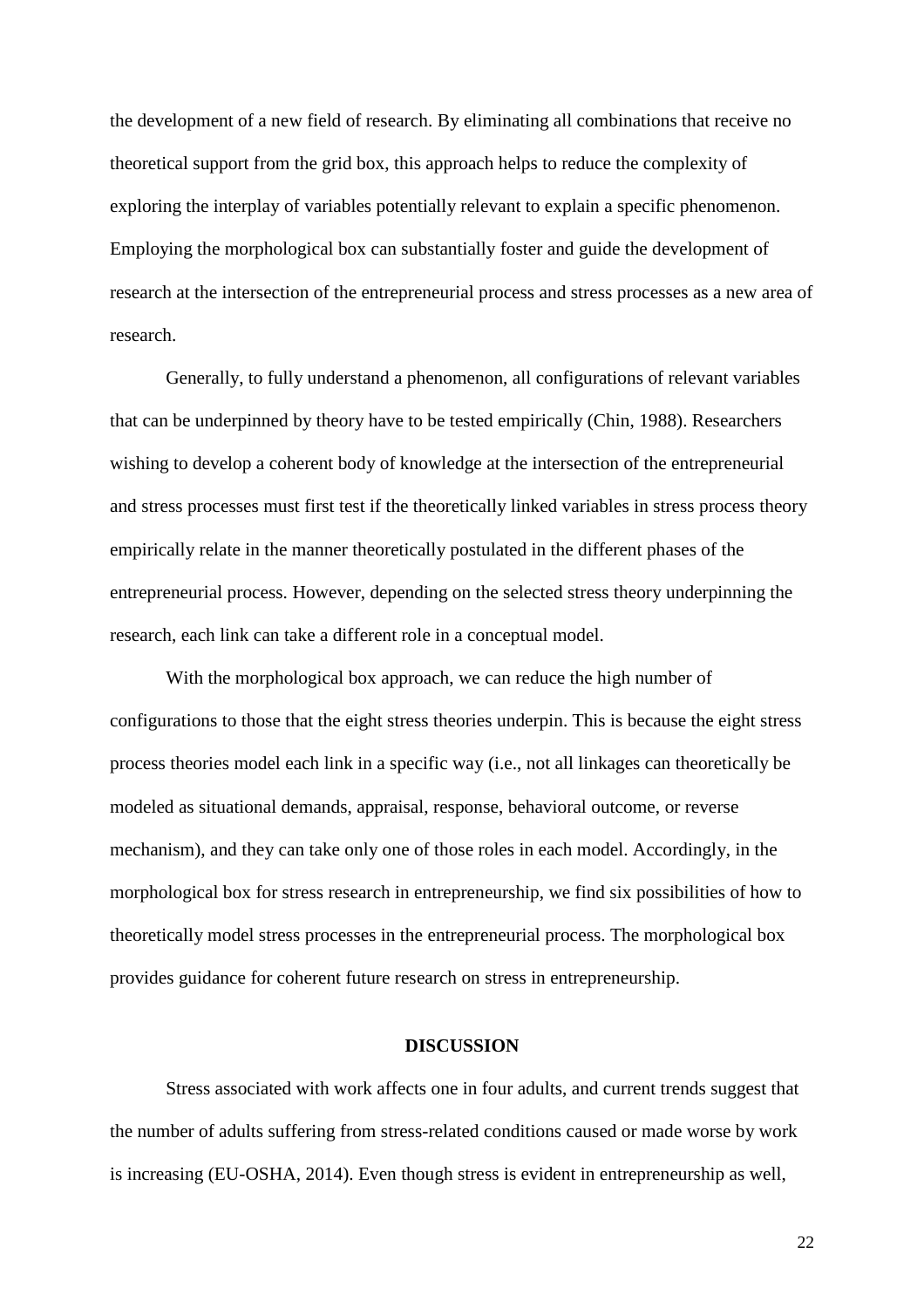the development of a new field of research. By eliminating all combinations that receive no theoretical support from the grid box, this approach helps to reduce the complexity of exploring the interplay of variables potentially relevant to explain a specific phenomenon. Employing the morphological box can substantially foster and guide the development of research at the intersection of the entrepreneurial process and stress processes as a new area of research.

Generally, to fully understand a phenomenon, all configurations of relevant variables that can be underpinned by theory have to be tested empirically (Chin, 1988). Researchers wishing to develop a coherent body of knowledge at the intersection of the entrepreneurial and stress processes must first test if the theoretically linked variables in stress process theory empirically relate in the manner theoretically postulated in the different phases of the entrepreneurial process. However, depending on the selected stress theory underpinning the research, each link can take a different role in a conceptual model.

With the morphological box approach, we can reduce the high number of configurations to those that the eight stress theories underpin. This is because the eight stress process theories model each link in a specific way (i.e., not all linkages can theoretically be modeled as situational demands, appraisal, response, behavioral outcome, or reverse mechanism), and they can take only one of those roles in each model. Accordingly, in the morphological box for stress research in entrepreneurship, we find six possibilities of how to theoretically model stress processes in the entrepreneurial process. The morphological box provides guidance for coherent future research on stress in entrepreneurship.

## DISCUSSION

Stress associated with work affects one in four adults, and current trends suggest that the number of adults suffering from stress-related conditions caused or made worse by work is increasing (EU-OSHA, 2014). Even though stress is evident in entrepreneurship as well,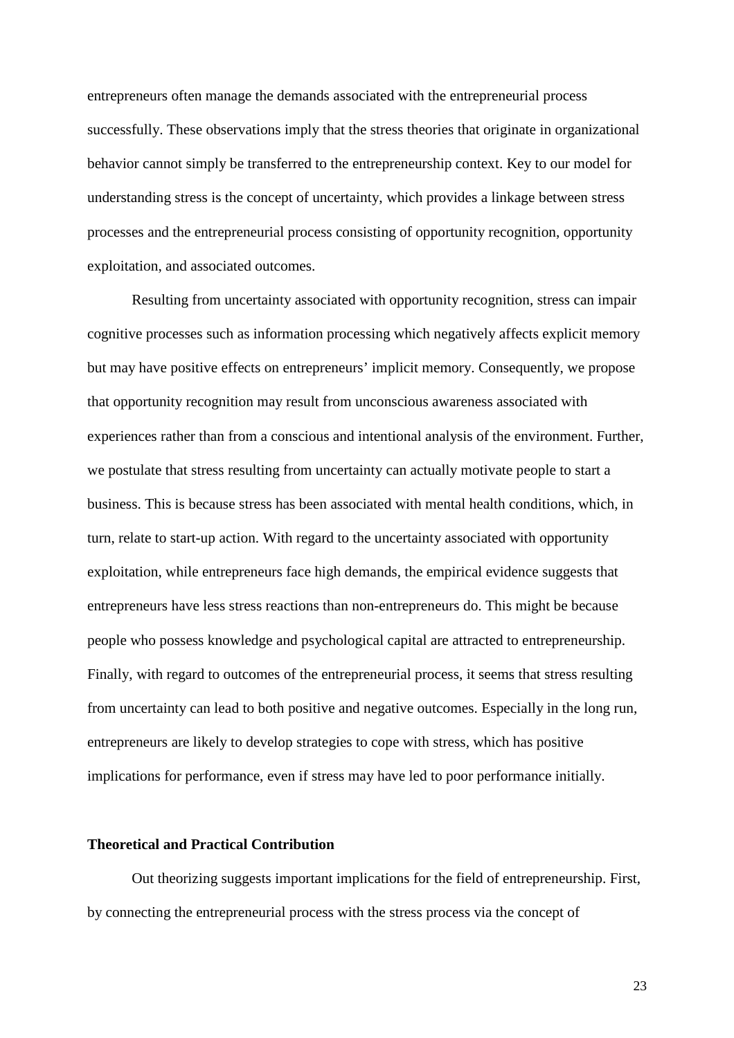entrepreneurs often manage the demands associated with the entrepreneurial process successfully. These observations imply that the stress theories that originate in organizational behavior cannot simply be transferred to the entrepreneurship context. Key to our model for understanding stress is the concept of uncertainty, which provides a linkage between stress processes and the entrepreneurial process consisting of opportunity recognition, opportunity exploitation, and associated outcomes.

Resulting from uncertainty associated with opportunity recognition, stress can impair cognitive processes such as information processing which negatively affects explicit memory but may have positive effects on entrepreneurs' implicit memory. Consequently, we propose that opportunity recognition may result from unconscious awareness associated with experiences rather than from a conscious and intentional analysis of the environment. Further, we postulate that stress resulting from uncertainty can actually motivate people to start a business. This is because stress has been associated with mental health conditions, which, in turn, relate to start-up action. With regard to the uncertainty associated with opportunity exploitation, while entrepreneurs face high demands, the empirical evidence suggests that entrepreneurs have less stress reactions than non-entrepreneurs do. This might be because people who possess knowledge and psychological capital are attracted to entrepreneurship. Finally, with regard to outcomes of the entrepreneurial process, it seems that stress resulting from uncertainty can lead to both positive and negative outcomes. Especially in the long run, entrepreneurs are likely to develop strategies to cope with stress, which has positive implications for performance, even if stress may have led to poor performance initially.

### Theoretical and Practical Contribution

Out theorizing suggests important implications for the field of entrepreneurship. First, by connecting the entrepreneurial process with the stress process via the concept of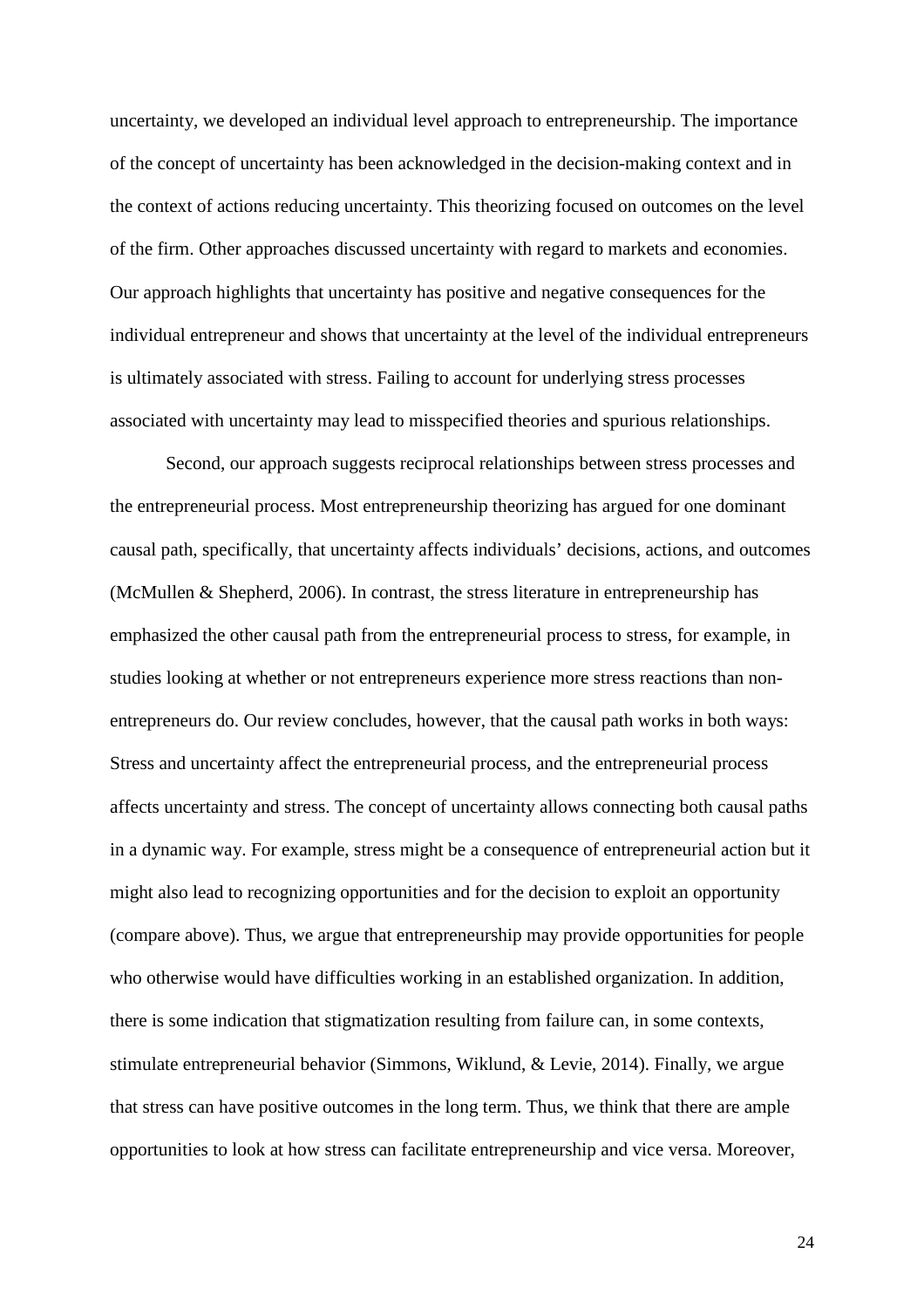uncertainty, we developed an individual level approach to entrepreneurship. The importance of the concept of uncertainty has been acknowledged in the decision-making context and in the context of actions reducing uncertainty. This theorizing focused on outcomes on the level of the firm. Other approaches discussed uncertainty with regard to markets and economies. Our approach highlights that uncertainty has positive and negative consequences for the individual entrepreneur and shows that uncertainty at the level of the individual entrepreneurs is ultimately associated with stress. Failing to account for underlying stress processes associated with uncertainty may lead to misspecified theories and spurious relationships.

Second, our approach suggests reciprocal relationships between stress processes and the entrepreneurial process. Most entrepreneurship theorizing has argued for one dominant causal path, specifically, that uncertainty affects individuals' decisions, actions, and outcomes (McMullen & Shepherd, 2006). In contrast, the stress literature in entrepreneurship has emphasized the other causal path from the entrepreneurial process to stress, for example, in studies looking at whether or not entrepreneurs experience more stress reactions than non-entrepreneurs do. Our review concludes, however, that the causal path works in both ways: Stress and uncertainty affect the entrepreneurial process, and the entrepreneurial process affects uncertainty and stress. The concept of uncertainty allows connecting both causal paths in a dynamic way. For example, stress might be a consequence of entrepreneurial action but it might also lead to recognizing opportunities and for the decision to exploit an opportunity (compare above). Thus, we argue that entrepreneurship may provide opportunities for people who otherwise would have difficulties working in an established organization. In addition, there is some indication that stigmatization resulting from failure can, in some contexts, stimulate entrepreneurial behavior (Simmons, Wiklund, & Levie, 2014). Finally, we argue that stress can have positive outcomes in the long term. Thus, we think that there are ample opportunities to look at how stress can facilitate entrepreneurship and vice versa. Moreover,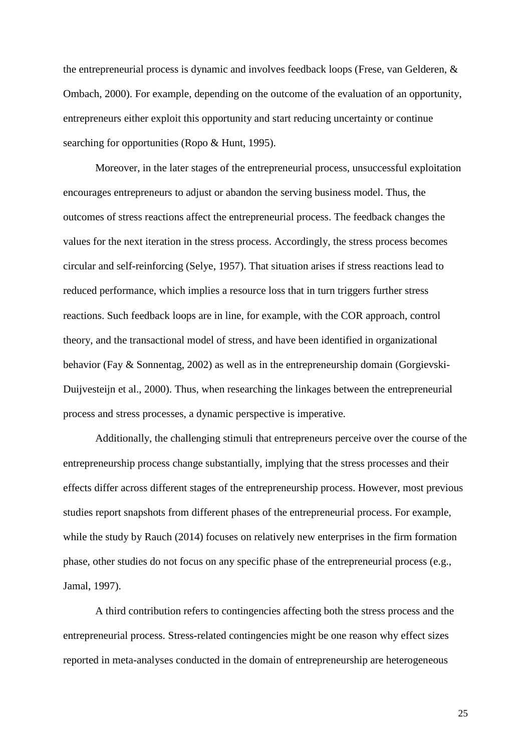the entrepreneurial process is dynamic and involves feedback loops (Frese, van Gelderen, & Ombach, 2000). For example, depending on the outcome of the evaluation of an opportunity, entrepreneurs either exploit this opportunity and start reducing uncertainty or continue searching for opportunities (Ropo & Hunt, 1995).

Moreover, in the later stages of the entrepreneurial process, unsuccessful exploitation encourages entrepreneurs to adjust or abandon the serving business model. Thus, the outcomes of stress reactions affect the entrepreneurial process. The feedback changes the values for the next iteration in the stress process. Accordingly, the stress process becomes circular and self-reinforcing (Selye, 1957). That situation arises if stress reactions lead to reduced performance, which implies a resource loss that in turn triggers further stress reactions. Such feedback loops are in line, for example, with the COR approach, control theory, and the transactional model of stress, and have been identified in organizational behavior (Fay & Sonnentag, 2002) as well as in the entrepreneurship domain (Gorgievski-Duijvesteijn et al., 2000). Thus, when researching the linkages between the entrepreneurial process and stress processes, a dynamic perspective is imperative.

Additionally, the challenging stimuli that entrepreneurs perceive over the course of the entrepreneurship process change substantially, implying that the stress processes and their effects differ across different stages of the entrepreneurship process. However, most previous studies report snapshots from different phases of the entrepreneurial process. For example, while the study by Rauch (2014) focuses on relatively new enterprises in the firm formation phase, other studies do not focus on any specific phase of the entrepreneurial process (e.g., Jamal, 1997).

A third contribution refers to contingencies affecting both the stress process and the entrepreneurial process. Stress-related contingencies might be one reason why effect sizes reported in meta-analyses conducted in the domain of entrepreneurship are heterogeneous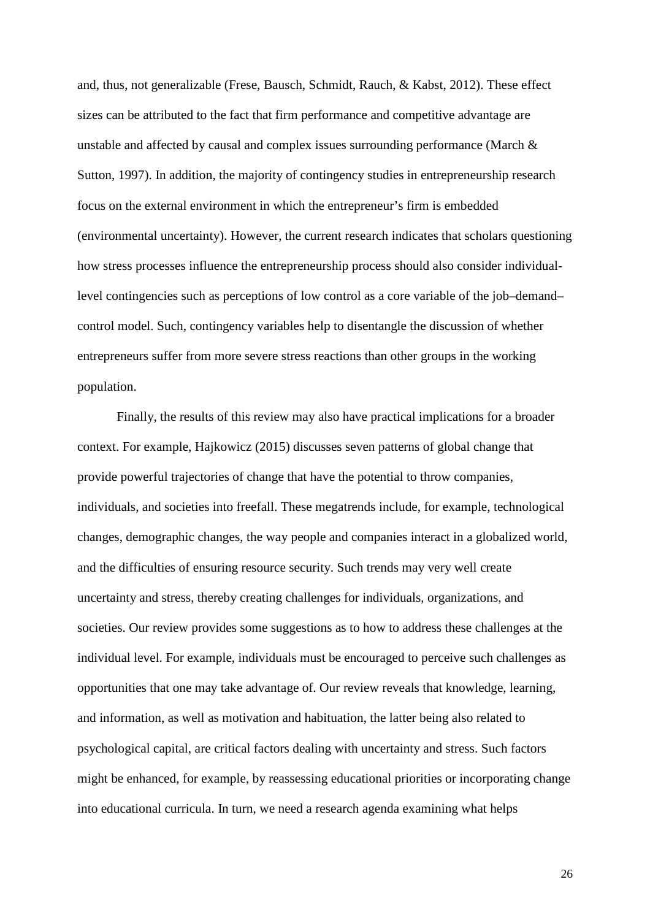and, thus, not generalizable (Frese, Bausch, Schmidt, Rauch, & Kabst, 2012). These effect sizes can be attributed to the fact that firm performance and competitive advantage are unstable and affected by causal and complex issues surrounding performance (March & Sutton, 1997). In addition, the majority of contingency studies in entrepreneurship research focus on the external environment in which the entrepreneur's firm is embedded (environmental uncertainty). However, the current research indicates that scholars questioning how stress processes influence the entrepreneurship process should also consider individual-level contingencies such as perceptions of low control as a core variable of the job–demand–control model. Such, contingency variables help to disentangle the discussion of whether entrepreneurs suffer from more severe stress reactions than other groups in the working population.

Finally, the results of this review may also have practical implications for a broader context. For example, Hajkowicz (2015) discusses seven patterns of global change that provide powerful trajectories of change that have the potential to throw companies, individuals, and societies into freefall. These megatrends include, for example, technological changes, demographic changes, the way people and companies interact in a globalized world, and the difficulties of ensuring resource security. Such trends may very well create uncertainty and stress, thereby creating challenges for individuals, organizations, and societies. Our review provides some suggestions as to how to address these challenges at the individual level. For example, individuals must be encouraged to perceive such challenges as opportunities that one may take advantage of. Our review reveals that knowledge, learning, and information, as well as motivation and habituation, the latter being also related to psychological capital, are critical factors dealing with uncertainty and stress. Such factors might be enhanced, for example, by reassessing educational priorities or incorporating change into educational curricula. In turn, we need a research agenda examining what helps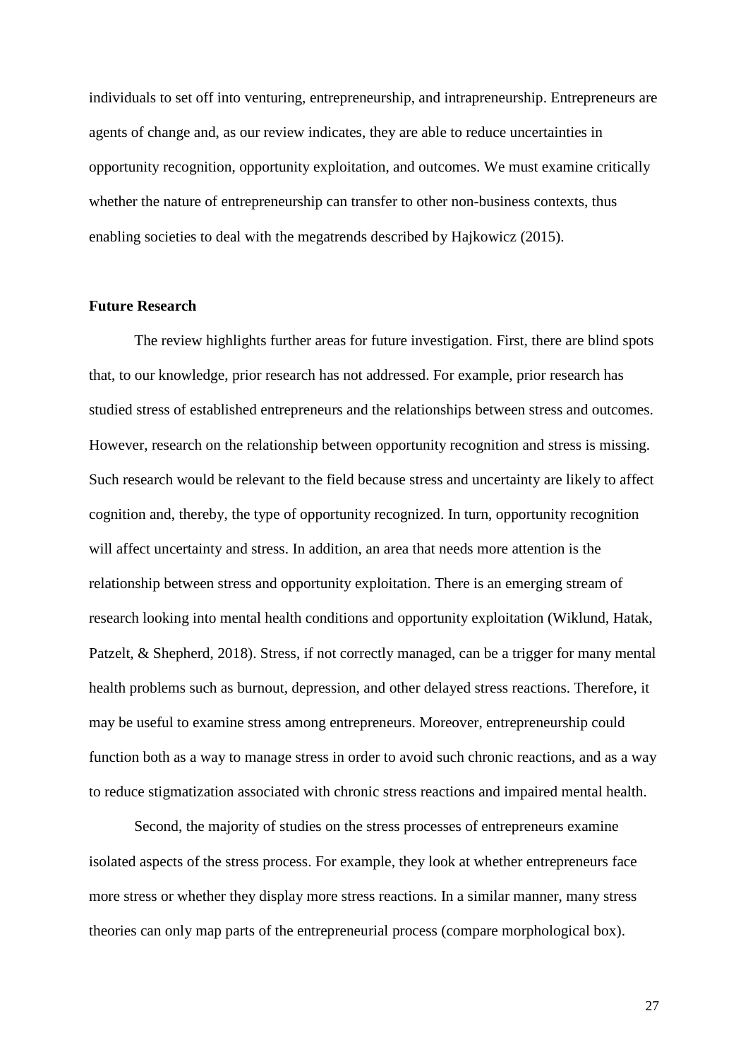individuals to set off into venturing, entrepreneurship, and intrapreneurship. Entrepreneurs are agents of change and, as our review indicates, they are able to reduce uncertainties in opportunity recognition, opportunity exploitation, and outcomes. We must examine critically whether the nature of entrepreneurship can transfer to other non-business contexts, thus enabling societies to deal with the megatrends described by Hajkowicz (2015).

### Future Research

The review highlights further areas for future investigation. First, there are blind spots that, to our knowledge, prior research has not addressed. For example, prior research has studied stress of established entrepreneurs and the relationships between stress and outcomes. However, research on the relationship between opportunity recognition and stress is missing. Such research would be relevant to the field because stress and uncertainty are likely to affect cognition and, thereby, the type of opportunity recognized. In turn, opportunity recognition will affect uncertainty and stress. In addition, an area that needs more attention is the relationship between stress and opportunity exploitation. There is an emerging stream of research looking into mental health conditions and opportunity exploitation (Wiklund, Hatak, Patzelt, & Shepherd, 2018). Stress, if not correctly managed, can be a trigger for many mental health problems such as burnout, depression, and other delayed stress reactions. Therefore, it may be useful to examine stress among entrepreneurs. Moreover, entrepreneurship could function both as a way to manage stress in order to avoid such chronic reactions, and as a way to reduce stigmatization associated with chronic stress reactions and impaired mental health.

Second, the majority of studies on the stress processes of entrepreneurs examine isolated aspects of the stress process. For example, they look at whether entrepreneurs face more stress or whether they display more stress reactions. In a similar manner, many stress theories can only map parts of the entrepreneurial process (compare morphological box).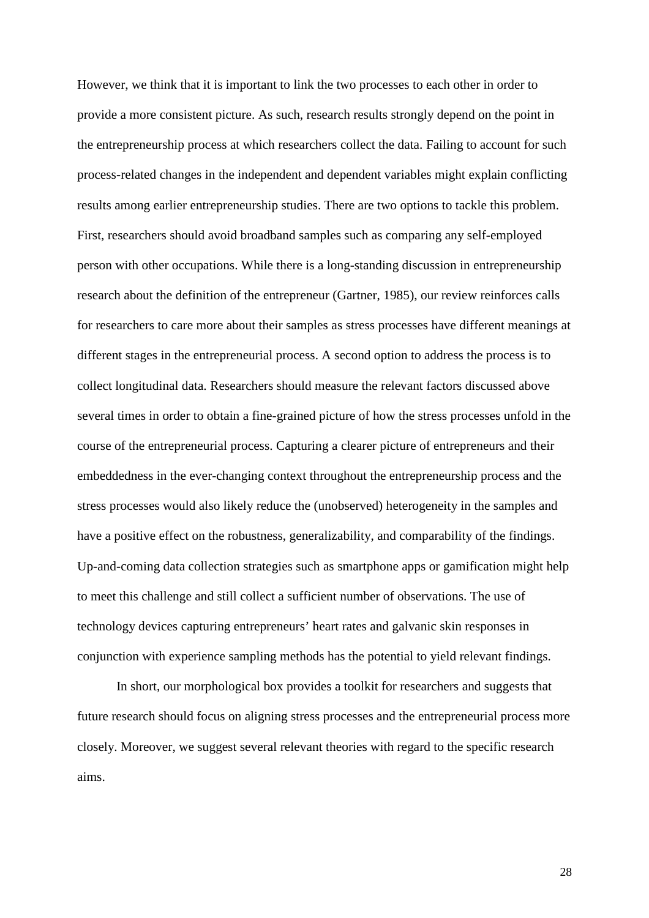However, we think that it is important to link the two processes to each other in order to provide a more consistent picture. As such, research results strongly depend on the point in the entrepreneurship process at which researchers collect the data. Failing to account for such process-related changes in the independent and dependent variables might explain conflicting results among earlier entrepreneurship studies. There are two options to tackle this problem. First, researchers should avoid broadband samples such as comparing any self-employed person with other occupations. While there is a long-standing discussion in entrepreneurship research about the definition of the entrepreneur (Gartner, 1985), our review reinforces calls for researchers to care more about their samples as stress processes have different meanings at different stages in the entrepreneurial process. A second option to address the process is to collect longitudinal data. Researchers should measure the relevant factors discussed above several times in order to obtain a fine-grained picture of how the stress processes unfold in the course of the entrepreneurial process. Capturing a clearer picture of entrepreneurs and their embeddedness in the ever-changing context throughout the entrepreneurship process and the stress processes would also likely reduce the (unobserved) heterogeneity in the samples and have a positive effect on the robustness, generalizability, and comparability of the findings. Up-and-coming data collection strategies such as smartphone apps or gamification might help to meet this challenge and still collect a sufficient number of observations. The use of technology devices capturing entrepreneurs' heart rates and galvanic skin responses in conjunction with experience sampling methods has the potential to yield relevant findings.

In short, our morphological box provides a toolkit for researchers and suggests that future research should focus on aligning stress processes and the entrepreneurial process more closely. Moreover, we suggest several relevant theories with regard to the specific research aims.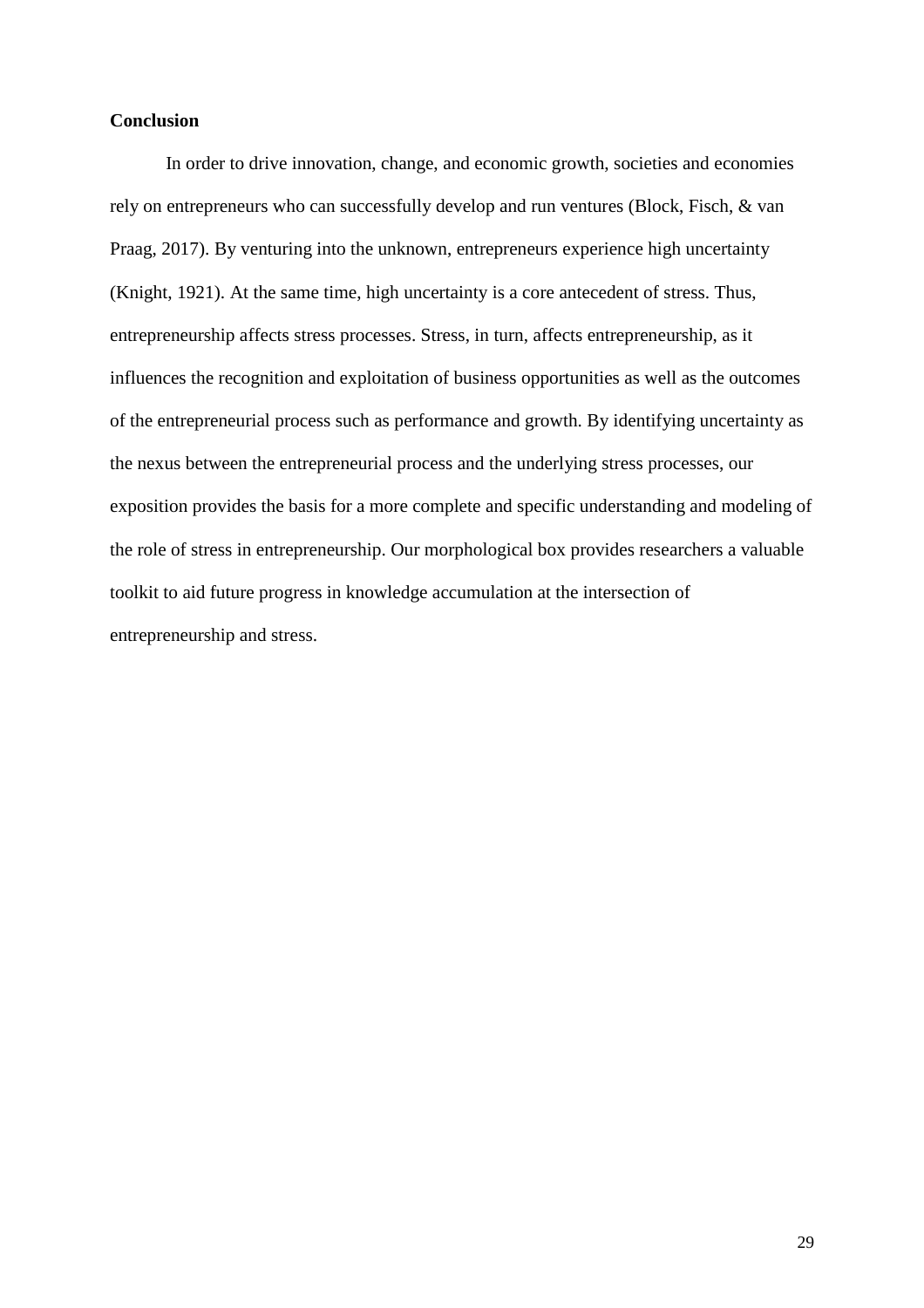## Conclusion

In order to drive innovation, change, and economic growth, societies and economies rely on entrepreneurs who can successfully develop and run ventures (Block, Fisch, & van Praag, 2017). By venturing into the unknown, entrepreneurs experience high uncertainty (Knight, 1921). At the same time, high uncertainty is a core antecedent of stress. Thus, entrepreneurship affects stress processes. Stress, in turn, affects entrepreneurship, as it influences the recognition and exploitation of business opportunities as well as the outcomes of the entrepreneurial process such as performance and growth. By identifying uncertainty as the nexus between the entrepreneurial process and the underlying stress processes, our exposition provides the basis for a more complete and specific understanding and modeling of the role of stress in entrepreneurship. Our morphological box provides researchers a valuable toolkit to aid future progress in knowledge accumulation at the intersection of entrepreneurship and stress.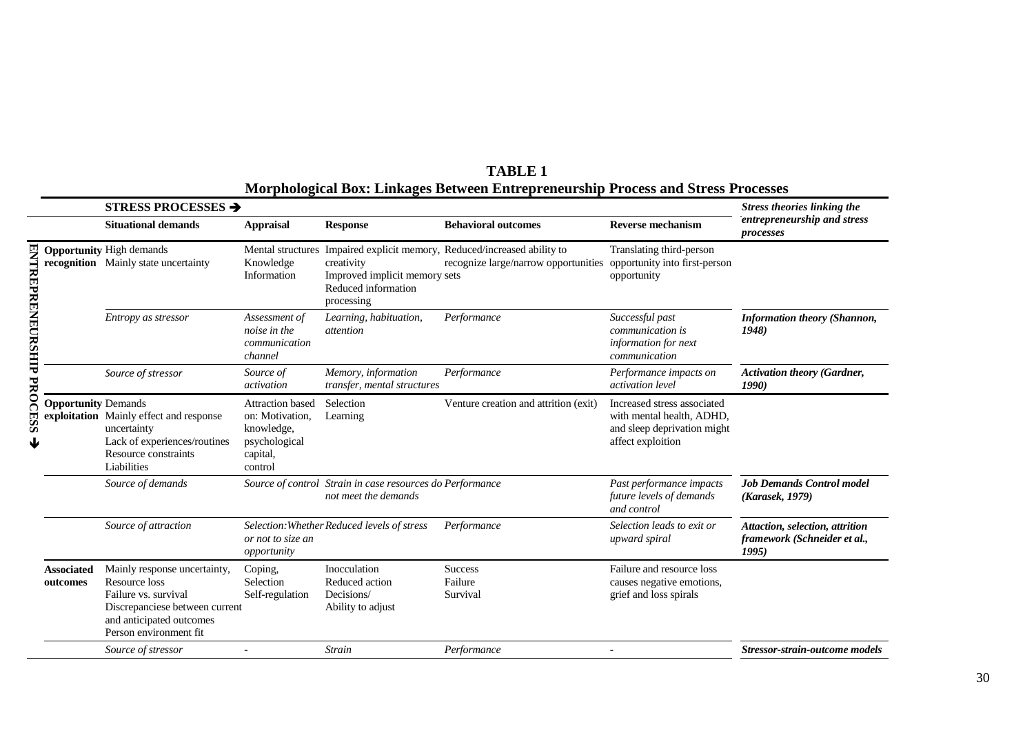**TABLE 1**

**Morphological Box: Linkages Between Entrepreneurship Process and Stress Processes**

| ENTREPRENEURSHIP PROCESS ↓ | STRESS PROCESSES → Situational demands | Appraisal | Response | Behavioral outcomes | Reverse mechanism | *Stress theories linking the entrepreneurship and stress processes* |
|---|---|---|---|---|---|---|
| **Opportunity recognition** | High demands<br>Mainly state uncertainty | Mental structures<br>Knowledge<br>Information | Impaired explicit memory, creativity<br>Improved implicit memory<br>Reduced information processing | Reduced/increased ability to recognize large/narrow opportunities sets | Translating third-person opportunity into first-person opportunity | |
| | *Entropy as stressor* | *Assessment of noise in the communication channel* | *Learning, habituation, attention* | *Performance* | *Successful past communication is information for next communication* | ***Information theory (Shannon, 1948)*** |
| | *Source of stressor* | *Source of activation* | *Memory, information transfer, mental structures* | *Performance* | *Performance impacts on activation level* | ***Activation theory (Gardner, 1990)*** |
| **Opportunity exploitation** | Demands<br>Mainly effect and response uncertainty<br>Lack of experiences/routines<br>Resource constraints<br>Liabilities | Attraction based on: Motivation, knowledge, psychological capital, control | Selection<br>Learning | Venture creation and attrition (exit) | Increased stress associated with mental health, ADHD, and sleep deprivation might affect exploitation | |
| | *Source of demands* | *Source of control* | *Strain in case resources do not meet the demands* | *Performance* | *Past performance impacts future levels of demands and control* | ***Job Demands Control model (Karasek, 1979)*** |
| | *Source of attraction* | *Selection: Whether or not to size an opportunity* | *Reduced levels of stress* | *Performance* | *Selection leads to exit or upward spiral* | ***Attraction, selection, attrition framework (Schneider et al., 1995)*** |
| **Associated outcomes** | Mainly response uncertainty,<br>Resource loss<br>Failure vs. survival<br>Discrepanciese between current and anticipated outcomes<br>Person environment fit | Coping,<br>Selection<br>Self-regulation | Inocculation<br>Reduced action<br>Decisions/<br>Ability to adjust | Success<br>Failure<br>Survival | Failure and resource loss causes negative emotions, grief and loss spirals | |
| | *Source of stressor* | - | *Strain* | *Performance* | - | ***Stressor-strain-outcome models*** |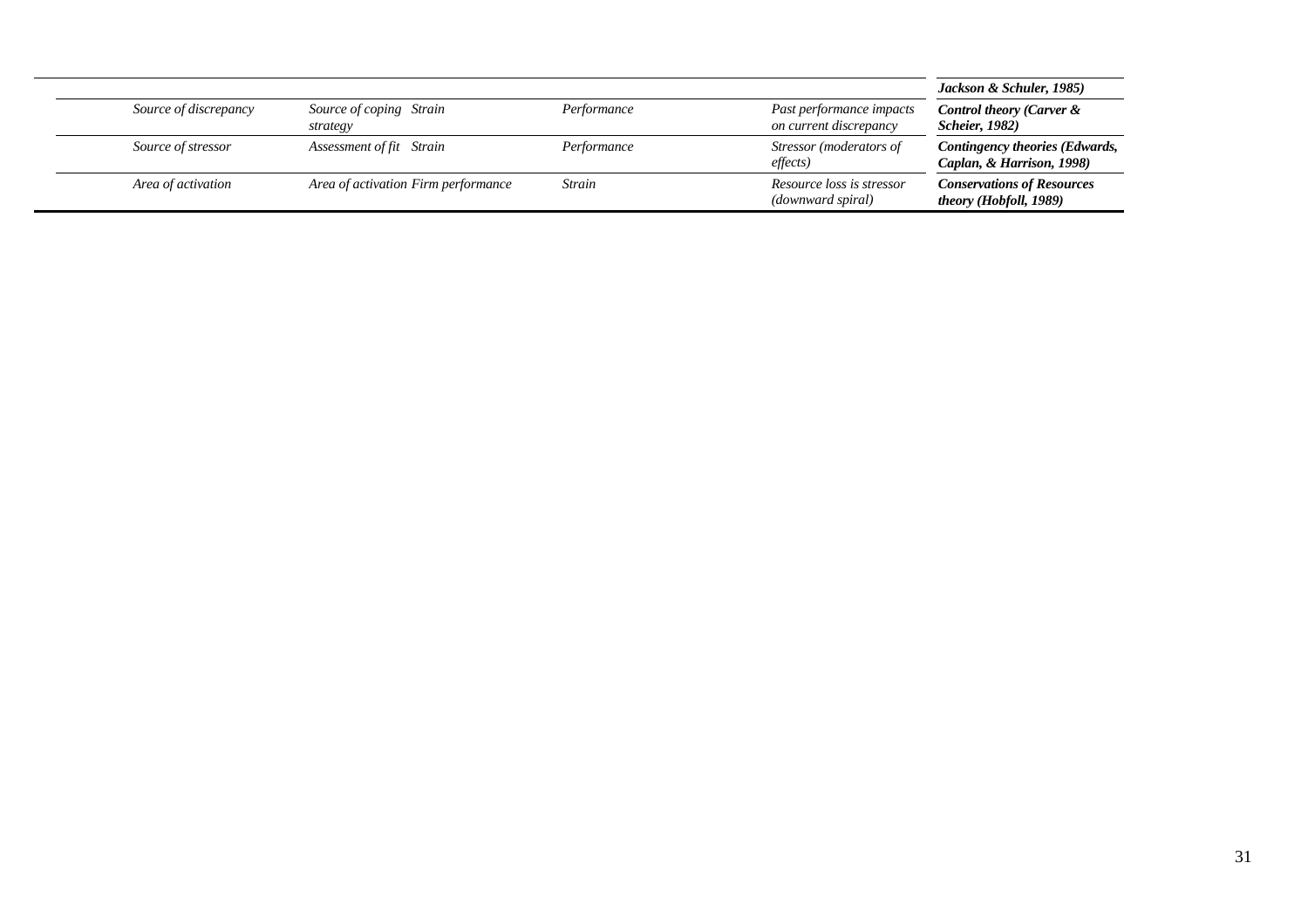| | | | | |
|---|---|---|---|---|
| | | | | ***Jackson & Schuler, 1985)*** |
| *Source of discrepancy* | *Source of coping strategy* *Strain* | *Performance* | *Past performance impacts on current discrepancy* | ***Control theory (Carver & Scheier, 1982)*** |
| *Source of stressor* | *Assessment of fit* *Strain* | *Performance* | *Stressor (moderators of effects)* | ***Contingency theories (Edwards, Caplan, & Harrison, 1998)*** |
| *Area of activation* | *Area of activation Firm performance* | *Strain* | *Resource loss is stressor (downward spiral)* | ***Conservations of Resources theory (Hobfoll, 1989)*** |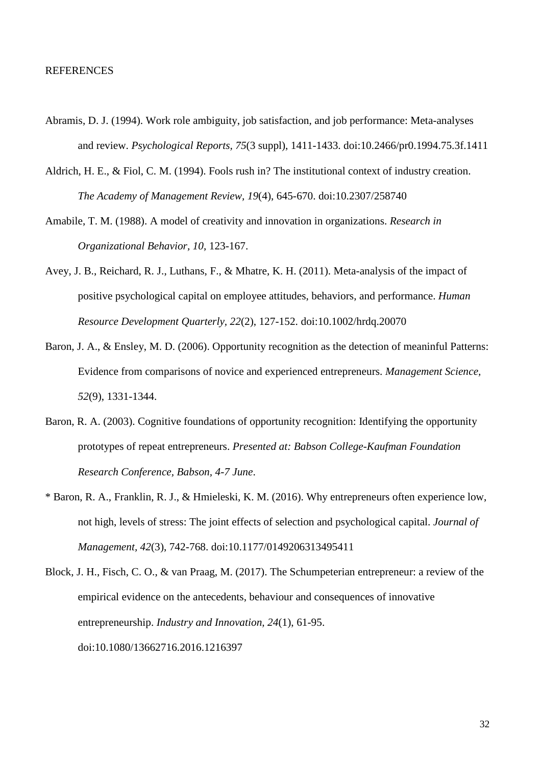REFERENCES

Abramis, D. J. (1994). Work role ambiguity, job satisfaction, and job performance: Meta-analyses and review. *Psychological Reports, 75*(3 suppl), 1411-1433. doi:10.2466/pr0.1994.75.3f.1411

Aldrich, H. E., & Fiol, C. M. (1994). Fools rush in? The institutional context of industry creation. *The Academy of Management Review, 19*(4), 645-670. doi:10.2307/258740

Amabile, T. M. (1988). A model of creativity and innovation in organizations. *Research in Organizational Behavior, 10*, 123-167.

Avey, J. B., Reichard, R. J., Luthans, F., & Mhatre, K. H. (2011). Meta-analysis of the impact of positive psychological capital on employee attitudes, behaviors, and performance. *Human Resource Development Quarterly, 22*(2), 127-152. doi:10.1002/hrdq.20070

Baron, J. A., & Ensley, M. D. (2006). Opportunity recognition as the detection of meaninful Patterns: Evidence from comparisons of novice and experienced entrepreneurs. *Management Science, 52*(9), 1331-1344.

Baron, R. A. (2003). Cognitive foundations of opportunity recognition: Identifying the opportunity prototypes of repeat entrepreneurs. *Presented at: Babson College-Kaufman Foundation Research Conference, Babson, 4-7 June*.

* Baron, R. A., Franklin, R. J., & Hmieleski, K. M. (2016). Why entrepreneurs often experience low, not high, levels of stress: The joint effects of selection and psychological capital. *Journal of Management, 42*(3), 742-768. doi:10.1177/0149206313495411

Block, J. H., Fisch, C. O., & van Praag, M. (2017). The Schumpeterian entrepreneur: a review of the empirical evidence on the antecedents, behaviour and consequences of innovative entrepreneurship. *Industry and Innovation, 24*(1), 61-95. doi:10.1080/13662716.2016.1216397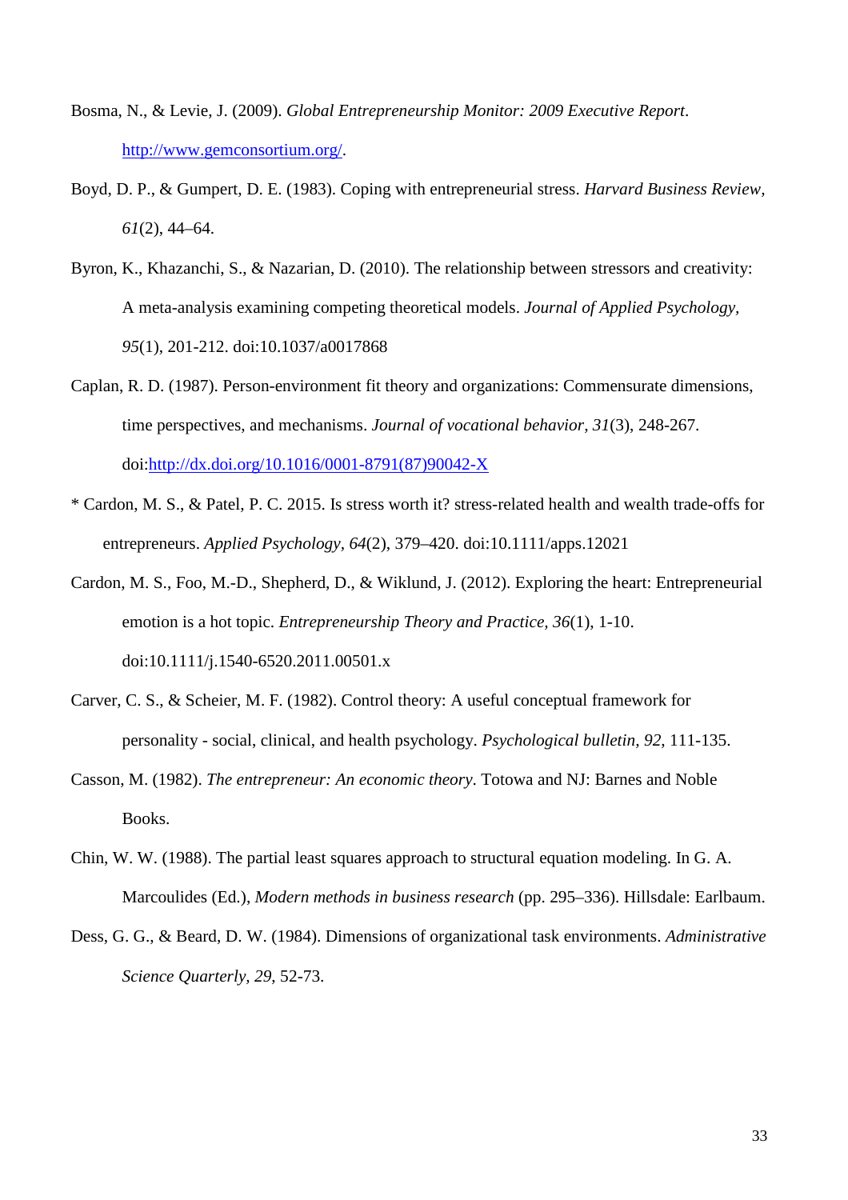Bosma, N., & Levie, J. (2009). *Global Entrepreneurship Monitor: 2009 Executive Report*. http://www.gemconsortium.org/.

Boyd, D. P., & Gumpert, D. E. (1983). Coping with entrepreneurial stress. *Harvard Business Review, 61*(2), 44–64.

Byron, K., Khazanchi, S., & Nazarian, D. (2010). The relationship between stressors and creativity: A meta-analysis examining competing theoretical models. *Journal of Applied Psychology, 95*(1), 201-212. doi:10.1037/a0017868

Caplan, R. D. (1987). Person-environment fit theory and organizations: Commensurate dimensions, time perspectives, and mechanisms. *Journal of vocational behavior, 31*(3), 248-267. doi:http://dx.doi.org/10.1016/0001-8791(87)90042-X

\* Cardon, M. S., & Patel, P. C. 2015. Is stress worth it? stress-related health and wealth trade-offs for entrepreneurs. *Applied Psychology, 64*(2), 379–420. doi:10.1111/apps.12021

Cardon, M. S., Foo, M.-D., Shepherd, D., & Wiklund, J. (2012). Exploring the heart: Entrepreneurial emotion is a hot topic. *Entrepreneurship Theory and Practice, 36*(1), 1-10. doi:10.1111/j.1540-6520.2011.00501.x

Carver, C. S., & Scheier, M. F. (1982). Control theory: A useful conceptual framework for personality - social, clinical, and health psychology. *Psychological bulletin, 92*, 111-135.

Casson, M. (1982). *The entrepreneur: An economic theory*. Totowa and NJ: Barnes and Noble Books.

Chin, W. W. (1988). The partial least squares approach to structural equation modeling. In G. A. Marcoulides (Ed.), *Modern methods in business research* (pp. 295–336). Hillsdale: Earlbaum.

Dess, G. G., & Beard, D. W. (1984). Dimensions of organizational task environments. *Administrative Science Quarterly, 29*, 52-73.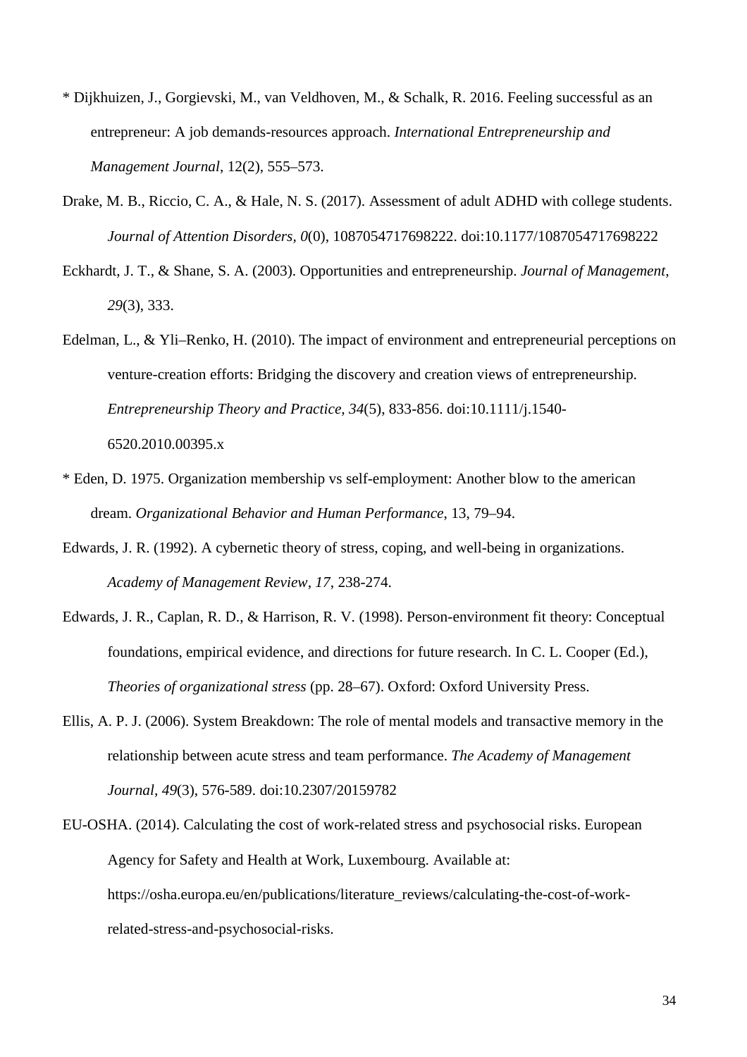* Dijkhuizen, J., Gorgievski, M., van Veldhoven, M., & Schalk, R. 2016. Feeling successful as an entrepreneur: A job demands-resources approach. *International Entrepreneurship and Management Journal*, 12(2), 555–573.

Drake, M. B., Riccio, C. A., & Hale, N. S. (2017). Assessment of adult ADHD with college students. *Journal of Attention Disorders, 0*(0), 1087054717698222. doi:10.1177/1087054717698222

Eckhardt, J. T., & Shane, S. A. (2003). Opportunities and entrepreneurship. *Journal of Management, 29*(3), 333.

Edelman, L., & Yli–Renko, H. (2010). The impact of environment and entrepreneurial perceptions on venture-creation efforts: Bridging the discovery and creation views of entrepreneurship. *Entrepreneurship Theory and Practice, 34*(5), 833-856. doi:10.1111/j.1540-6520.2010.00395.x

* Eden, D. 1975. Organization membership vs self-employment: Another blow to the american dream. *Organizational Behavior and Human Performance*, 13, 79–94.

Edwards, J. R. (1992). A cybernetic theory of stress, coping, and well-being in organizations. *Academy of Management Review, 17*, 238-274.

Edwards, J. R., Caplan, R. D., & Harrison, R. V. (1998). Person-environment fit theory: Conceptual foundations, empirical evidence, and directions for future research. In C. L. Cooper (Ed.), *Theories of organizational stress* (pp. 28–67). Oxford: Oxford University Press.

Ellis, A. P. J. (2006). System Breakdown: The role of mental models and transactive memory in the relationship between acute stress and team performance. *The Academy of Management Journal, 49*(3), 576-589. doi:10.2307/20159782

EU-OSHA. (2014). Calculating the cost of work-related stress and psychosocial risks. European Agency for Safety and Health at Work, Luxembourg. Available at: https://osha.europa.eu/en/publications/literature_reviews/calculating-the-cost-of-work-related-stress-and-psychosocial-risks.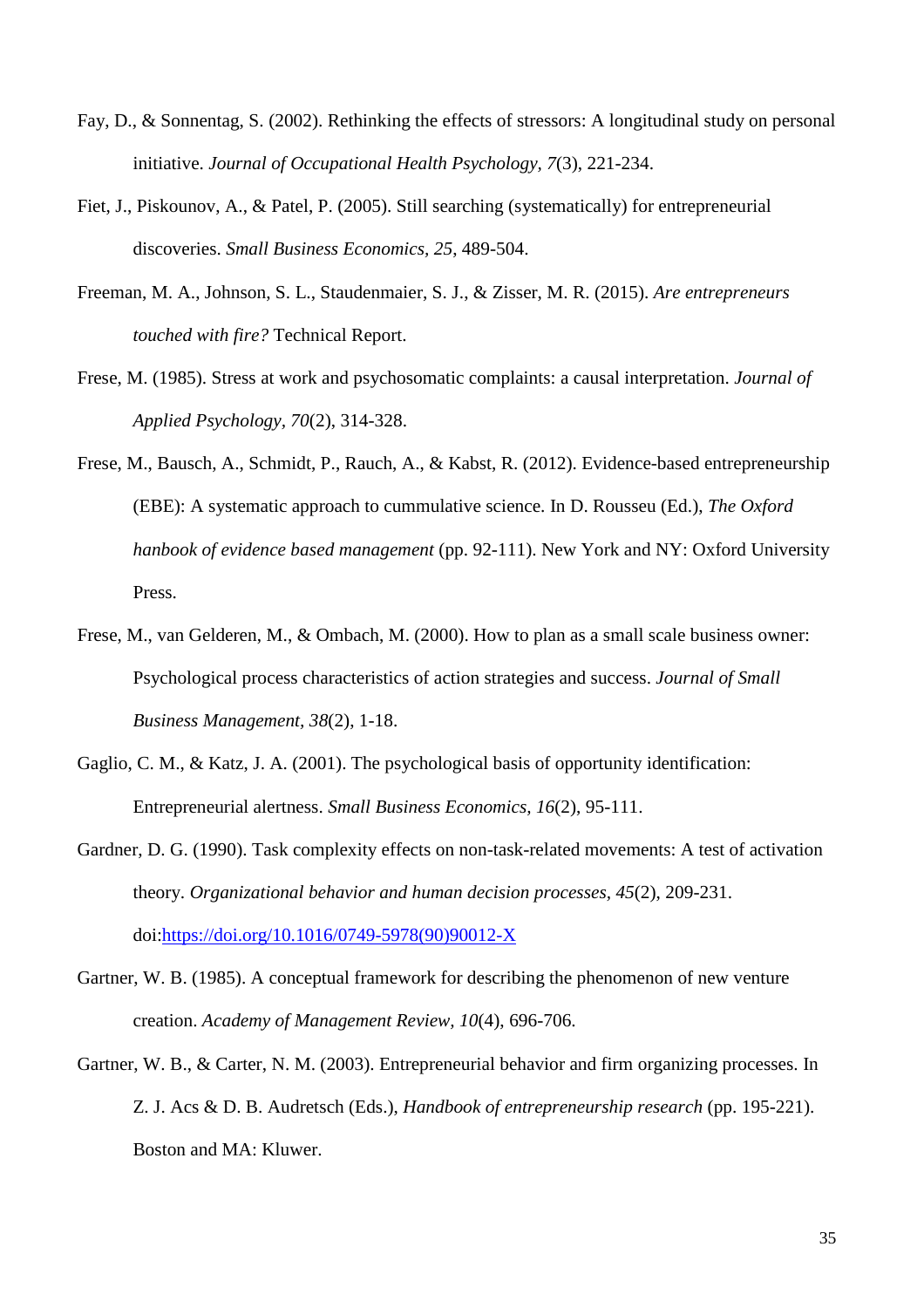Fay, D., & Sonnentag, S. (2002). Rethinking the effects of stressors: A longitudinal study on personal initiative. *Journal of Occupational Health Psychology, 7*(3), 221-234.

Fiet, J., Piskounov, A., & Patel, P. (2005). Still searching (systematically) for entrepreneurial discoveries. *Small Business Economics, 25*, 489-504.

Freeman, M. A., Johnson, S. L., Staudenmaier, S. J., & Zisser, M. R. (2015). *Are entrepreneurs touched with fire?* Technical Report.

Frese, M. (1985). Stress at work and psychosomatic complaints: a causal interpretation. *Journal of Applied Psychology, 70*(2), 314-328.

Frese, M., Bausch, A., Schmidt, P., Rauch, A., & Kabst, R. (2012). Evidence-based entrepreneurship (EBE): A systematic approach to cummulative science. In D. Rousseu (Ed.), *The Oxford hanbook of evidence based management* (pp. 92-111). New York and NY: Oxford University Press.

Frese, M., van Gelderen, M., & Ombach, M. (2000). How to plan as a small scale business owner: Psychological process characteristics of action strategies and success. *Journal of Small Business Management, 38*(2), 1-18.

Gaglio, C. M., & Katz, J. A. (2001). The psychological basis of opportunity identification: Entrepreneurial alertness. *Small Business Economics, 16*(2), 95-111.

Gardner, D. G. (1990). Task complexity effects on non-task-related movements: A test of activation theory. *Organizational behavior and human decision processes, 45*(2), 209-231. doi:https://doi.org/10.1016/0749-5978(90)90012-X

Gartner, W. B. (1985). A conceptual framework for describing the phenomenon of new venture creation. *Academy of Management Review, 10*(4), 696-706.

Gartner, W. B., & Carter, N. M. (2003). Entrepreneurial behavior and firm organizing processes. In Z. J. Acs & D. B. Audretsch (Eds.), *Handbook of entrepreneurship research* (pp. 195-221). Boston and MA: Kluwer.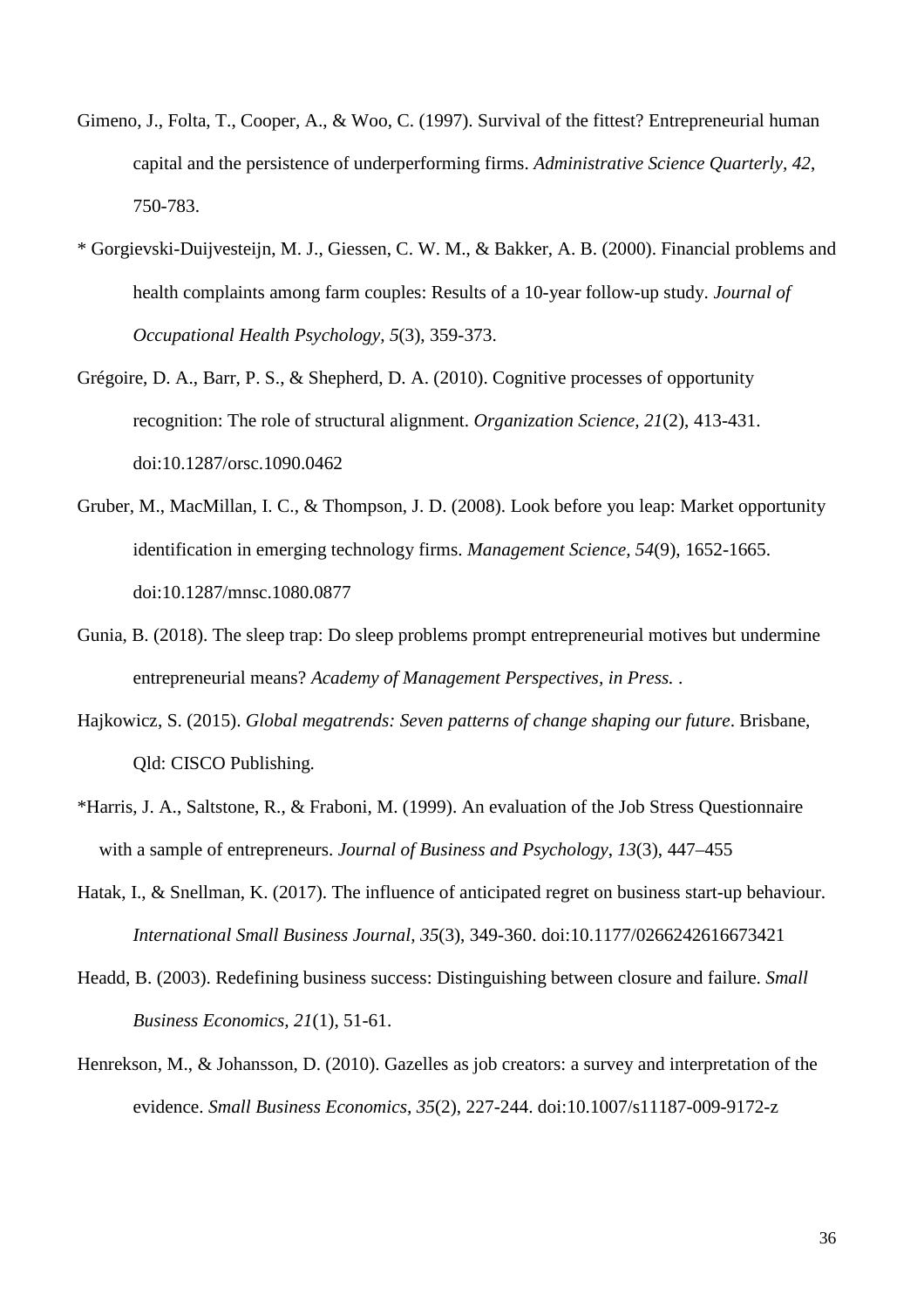Gimeno, J., Folta, T., Cooper, A., & Woo, C. (1997). Survival of the fittest? Entrepreneurial human capital and the persistence of underperforming firms. *Administrative Science Quarterly, 42*, 750-783.

* Gorgievski-Duijvesteijn, M. J., Giessen, C. W. M., & Bakker, A. B. (2000). Financial problems and health complaints among farm couples: Results of a 10-year follow-up study. *Journal of Occupational Health Psychology, 5*(3), 359-373.

Grégoire, D. A., Barr, P. S., & Shepherd, D. A. (2010). Cognitive processes of opportunity recognition: The role of structural alignment. *Organization Science, 21*(2), 413-431. doi:10.1287/orsc.1090.0462

Gruber, M., MacMillan, I. C., & Thompson, J. D. (2008). Look before you leap: Market opportunity identification in emerging technology firms. *Management Science, 54*(9), 1652-1665. doi:10.1287/mnsc.1080.0877

Gunia, B. (2018). The sleep trap: Do sleep problems prompt entrepreneurial motives but undermine entrepreneurial means? *Academy of Management Perspectives, in Press.* .

Hajkowicz, S. (2015). *Global megatrends: Seven patterns of change shaping our future*. Brisbane, Qld: CISCO Publishing.

*Harris, J. A., Saltstone, R., & Fraboni, M. (1999). An evaluation of the Job Stress Questionnaire with a sample of entrepreneurs. *Journal of Business and Psychology*, *13*(3), 447–455

Hatak, I., & Snellman, K. (2017). The influence of anticipated regret on business start-up behaviour. *International Small Business Journal, 35*(3), 349-360. doi:10.1177/0266242616673421

Headd, B. (2003). Redefining business success: Distinguishing between closure and failure. *Small Business Economics, 21*(1), 51-61.

Henrekson, M., & Johansson, D. (2010). Gazelles as job creators: a survey and interpretation of the evidence. *Small Business Economics, 35*(2), 227-244. doi:10.1007/s11187-009-9172-z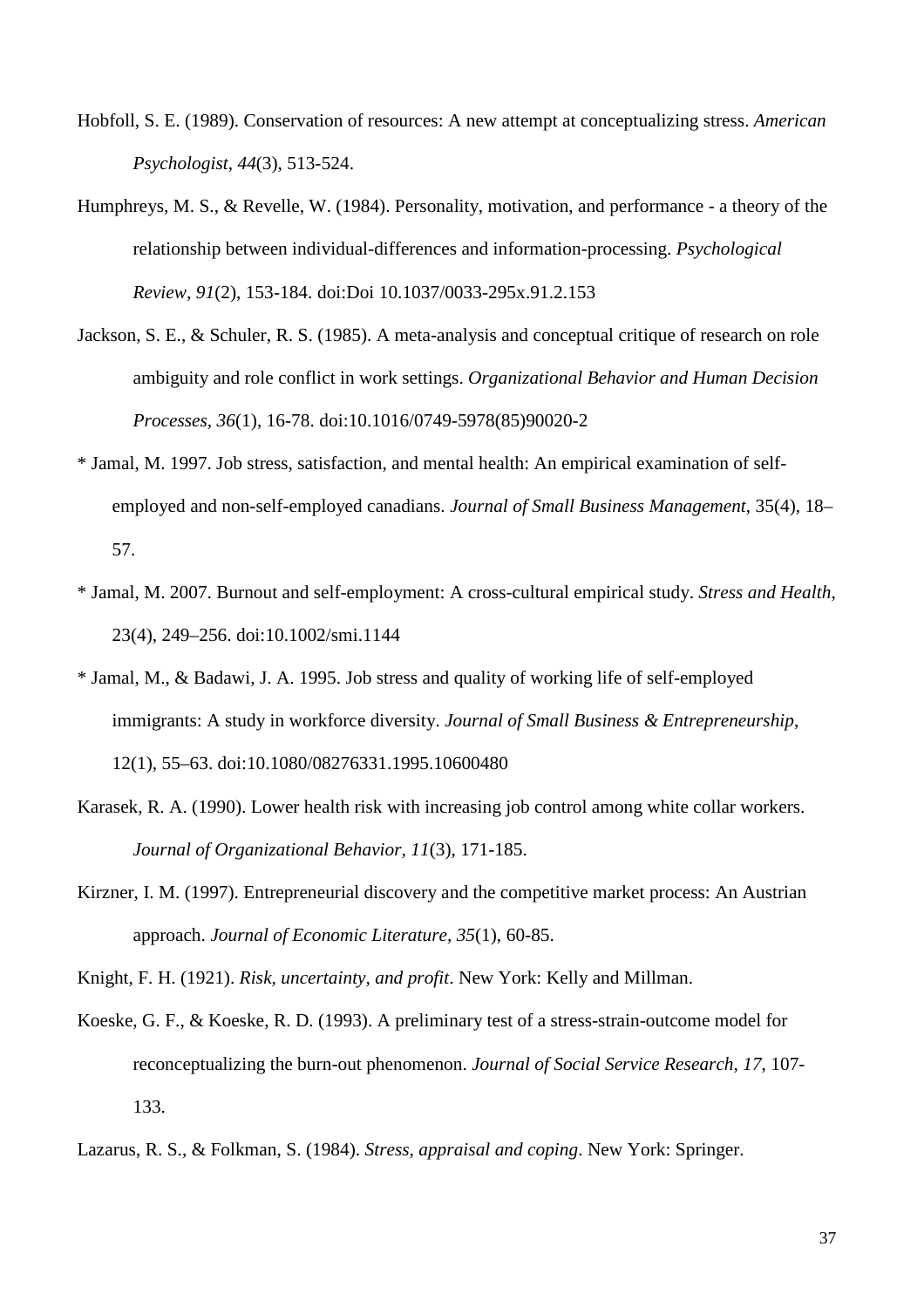Hobfoll, S. E. (1989). Conservation of resources: A new attempt at conceptualizing stress. *American Psychologist, 44*(3), 513-524.

Humphreys, M. S., & Revelle, W. (1984). Personality, motivation, and performance - a theory of the relationship between individual-differences and information-processing. *Psychological Review, 91*(2), 153-184. doi:Doi 10.1037/0033-295x.91.2.153

Jackson, S. E., & Schuler, R. S. (1985). A meta-analysis and conceptual critique of research on role ambiguity and role conflict in work settings. *Organizational Behavior and Human Decision Processes, 36*(1), 16-78. doi:10.1016/0749-5978(85)90020-2

\* Jamal, M. 1997. Job stress, satisfaction, and mental health: An empirical examination of self-employed and non-self-employed canadians. *Journal of Small Business Management*, 35(4), 18–57.

\* Jamal, M. 2007. Burnout and self-employment: A cross-cultural empirical study. *Stress and Health*, 23(4), 249–256. doi:10.1002/smi.1144

\* Jamal, M., & Badawi, J. A. 1995. Job stress and quality of working life of self-employed immigrants: A study in workforce diversity. *Journal of Small Business & Entrepreneurship*, 12(1), 55–63. doi:10.1080/08276331.1995.10600480

Karasek, R. A. (1990). Lower health risk with increasing job control among white collar workers. *Journal of Organizational Behavior, 11*(3), 171-185.

Kirzner, I. M. (1997). Entrepreneurial discovery and the competitive market process: An Austrian approach. *Journal of Economic Literature, 35*(1), 60-85.

Knight, F. H. (1921). *Risk, uncertainty, and profit*. New York: Kelly and Millman.

Koeske, G. F., & Koeske, R. D. (1993). A preliminary test of a stress-strain-outcome model for reconceptualizing the burn-out phenomenon. *Journal of Social Service Research, 17*, 107-133.

Lazarus, R. S., & Folkman, S. (1984). *Stress, appraisal and coping*. New York: Springer.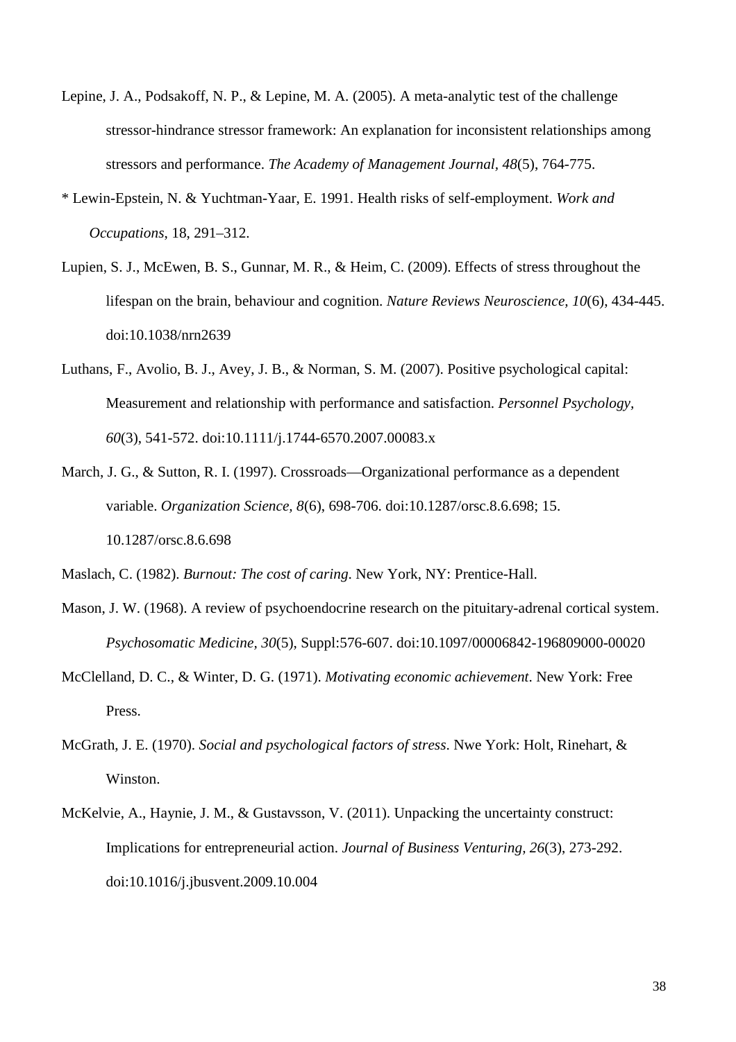Lepine, J. A., Podsakoff, N. P., & Lepine, M. A. (2005). A meta-analytic test of the challenge stressor-hindrance stressor framework: An explanation for inconsistent relationships among stressors and performance. *The Academy of Management Journal, 48*(5), 764-775.

* Lewin-Epstein, N. & Yuchtman-Yaar, E. 1991. Health risks of self-employment. *Work and Occupations*, 18, 291–312.

Lupien, S. J., McEwen, B. S., Gunnar, M. R., & Heim, C. (2009). Effects of stress throughout the lifespan on the brain, behaviour and cognition. *Nature Reviews Neuroscience, 10*(6), 434-445. doi:10.1038/nrn2639

Luthans, F., Avolio, B. J., Avey, J. B., & Norman, S. M. (2007). Positive psychological capital: Measurement and relationship with performance and satisfaction. *Personnel Psychology, 60*(3), 541-572. doi:10.1111/j.1744-6570.2007.00083.x

March, J. G., & Sutton, R. I. (1997). Crossroads—Organizational performance as a dependent variable. *Organization Science, 8*(6), 698-706. doi:10.1287/orsc.8.6.698; 15. 10.1287/orsc.8.6.698

Maslach, C. (1982). *Burnout: The cost of caring*. New York, NY: Prentice-Hall.

Mason, J. W. (1968). A review of psychoendocrine research on the pituitary-adrenal cortical system. *Psychosomatic Medicine, 30*(5), Suppl:576-607. doi:10.1097/00006842-196809000-00020

McClelland, D. C., & Winter, D. G. (1971). *Motivating economic achievement*. New York: Free Press.

McGrath, J. E. (1970). *Social and psychological factors of stress*. Nwe York: Holt, Rinehart, & Winston.

McKelvie, A., Haynie, J. M., & Gustavsson, V. (2011). Unpacking the uncertainty construct: Implications for entrepreneurial action. *Journal of Business Venturing, 26*(3), 273-292. doi:10.1016/j.jbusvent.2009.10.004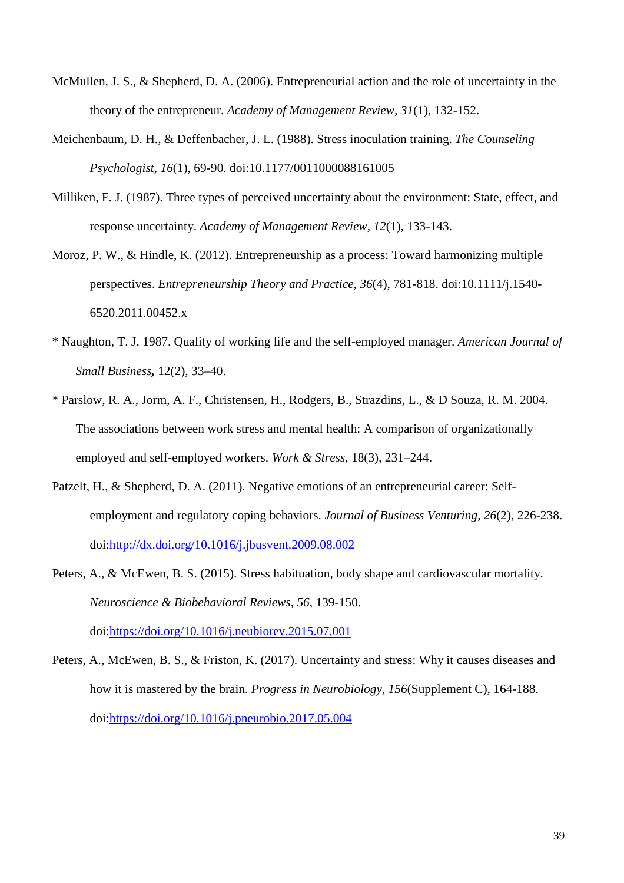McMullen, J. S., & Shepherd, D. A. (2006). Entrepreneurial action and the role of uncertainty in the theory of the entrepreneur. *Academy of Management Review, 31*(1), 132-152.

Meichenbaum, D. H., & Deffenbacher, J. L. (1988). Stress inoculation training. *The Counseling Psychologist, 16*(1), 69-90. doi:10.1177/0011000088161005

Milliken, F. J. (1987). Three types of perceived uncertainty about the environment: State, effect, and response uncertainty. *Academy of Management Review, 12*(1), 133-143.

Moroz, P. W., & Hindle, K. (2012). Entrepreneurship as a process: Toward harmonizing multiple perspectives. *Entrepreneurship Theory and Practice, 36*(4), 781-818. doi:10.1111/j.1540-6520.2011.00452.x

* Naughton, T. J. 1987. Quality of working life and the self-employed manager. *American Journal of Small Business***,** 12(2), 33–40.

* Parslow, R. A., Jorm, A. F., Christensen, H., Rodgers, B., Strazdins, L., & D Souza, R. M. 2004. The associations between work stress and mental health: A comparison of organizationally employed and self-employed workers. *Work & Stress*, 18(3), 231–244.

Patzelt, H., & Shepherd, D. A. (2011). Negative emotions of an entrepreneurial career: Self-employment and regulatory coping behaviors. *Journal of Business Venturing, 26*(2), 226-238. doi:http://dx.doi.org/10.1016/j.jbusvent.2009.08.002

Peters, A., & McEwen, B. S. (2015). Stress habituation, body shape and cardiovascular mortality. *Neuroscience & Biobehavioral Reviews, 56*, 139-150. doi:https://doi.org/10.1016/j.neubiorev.2015.07.001

Peters, A., McEwen, B. S., & Friston, K. (2017). Uncertainty and stress: Why it causes diseases and how it is mastered by the brain. *Progress in Neurobiology, 156*(Supplement C), 164-188. doi:https://doi.org/10.1016/j.pneurobio.2017.05.004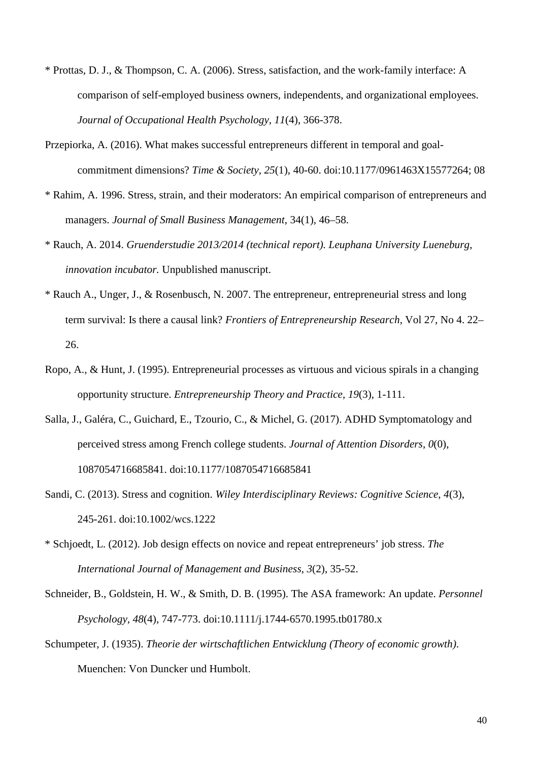\* Prottas, D. J., & Thompson, C. A. (2006). Stress, satisfaction, and the work-family interface: A comparison of self-employed business owners, independents, and organizational employees. *Journal of Occupational Health Psychology*, *11*(4), 366-378.

Przepiorka, A. (2016). What makes successful entrepreneurs different in temporal and goal-commitment dimensions? *Time & Society*, *25*(1), 40-60. doi:10.1177/0961463X15577264; 08

\* Rahim, A. 1996. Stress, strain, and their moderators: An empirical comparison of entrepreneurs and managers. *Journal of Small Business Management*, 34(1), 46–58.

\* Rauch, A. 2014. *Gruenderstudie 2013/2014 (technical report). Leuphana University Lueneburg, innovation incubator.* Unpublished manuscript.

\* Rauch A., Unger, J., & Rosenbusch, N. 2007. The entrepreneur, entrepreneurial stress and long term survival: Is there a causal link? *Frontiers of Entrepreneurship Research*, Vol 27, No 4. 22–26.

Ropo, A., & Hunt, J. (1995). Entrepreneurial processes as virtuous and vicious spirals in a changing opportunity structure. *Entrepreneurship Theory and Practice*, *19*(3), 1-111.

Salla, J., Galéra, C., Guichard, E., Tzourio, C., & Michel, G. (2017). ADHD Symptomatology and perceived stress among French college students. *Journal of Attention Disorders*, *0*(0), 1087054716685841. doi:10.1177/1087054716685841

Sandi, C. (2013). Stress and cognition. *Wiley Interdisciplinary Reviews: Cognitive Science*, *4*(3), 245-261. doi:10.1002/wcs.1222

\* Schjoedt, L. (2012). Job design effects on novice and repeat entrepreneurs' job stress. *The International Journal of Management and Business*, *3*(2), 35-52.

Schneider, B., Goldstein, H. W., & Smith, D. B. (1995). The ASA framework: An update. *Personnel Psychology*, *48*(4), 747-773. doi:10.1111/j.1744-6570.1995.tb01780.x

Schumpeter, J. (1935). *Theorie der wirtschaftlichen Entwicklung (Theory of economic growth).* Muenchen: Von Duncker und Humbolt.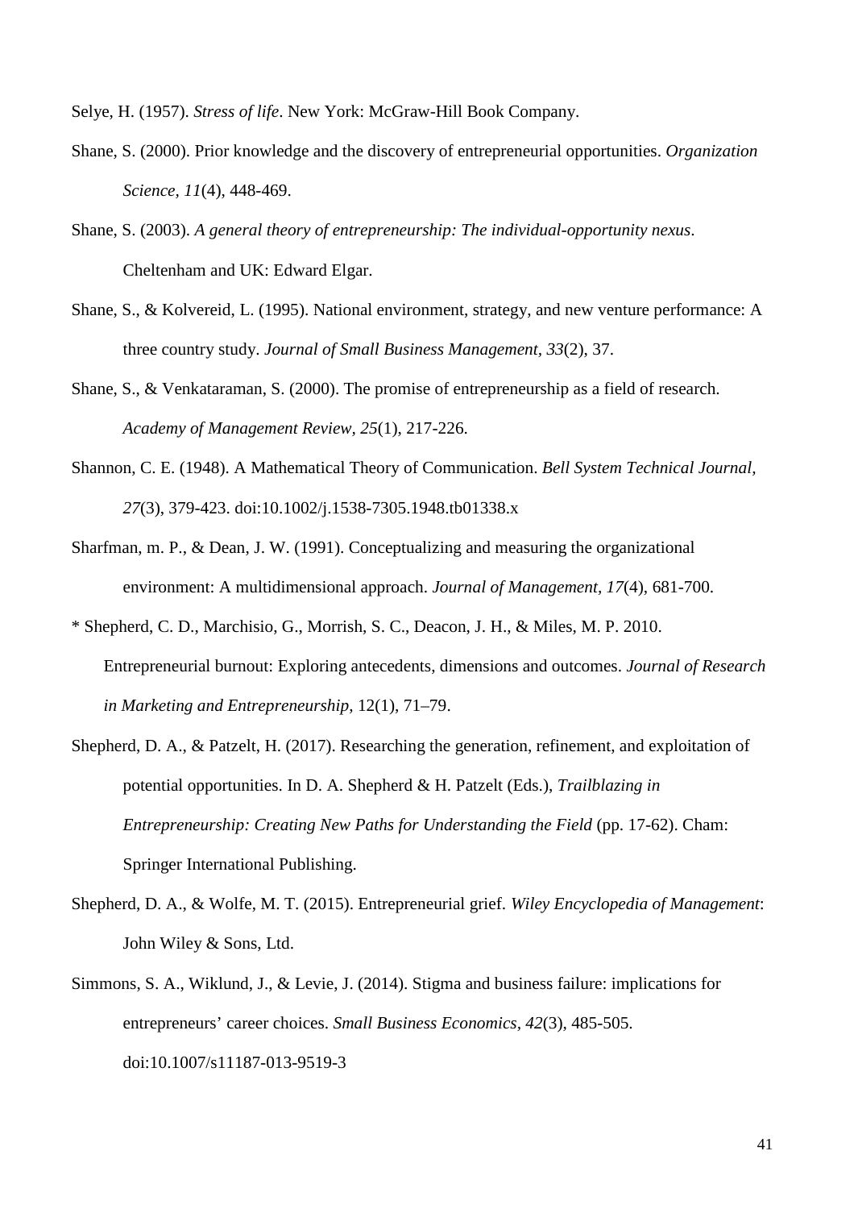Selye, H. (1957). *Stress of life*. New York: McGraw-Hill Book Company.

Shane, S. (2000). Prior knowledge and the discovery of entrepreneurial opportunities. *Organization Science, 11*(4), 448-469.

Shane, S. (2003). *A general theory of entrepreneurship: The individual-opportunity nexus*. Cheltenham and UK: Edward Elgar.

Shane, S., & Kolvereid, L. (1995). National environment, strategy, and new venture performance: A three country study. *Journal of Small Business Management, 33*(2), 37.

Shane, S., & Venkataraman, S. (2000). The promise of entrepreneurship as a field of research. *Academy of Management Review, 25*(1), 217-226.

Shannon, C. E. (1948). A Mathematical Theory of Communication. *Bell System Technical Journal, 27*(3), 379-423. doi:10.1002/j.1538-7305.1948.tb01338.x

Sharfman, m. P., & Dean, J. W. (1991). Conceptualizing and measuring the organizational environment: A multidimensional approach. *Journal of Management, 17*(4), 681-700.

* Shepherd, C. D., Marchisio, G., Morrish, S. C., Deacon, J. H., & Miles, M. P. 2010. Entrepreneurial burnout: Exploring antecedents, dimensions and outcomes. *Journal of Research in Marketing and Entrepreneurship*, 12(1), 71–79.

Shepherd, D. A., & Patzelt, H. (2017). Researching the generation, refinement, and exploitation of potential opportunities. In D. A. Shepherd & H. Patzelt (Eds.), *Trailblazing in Entrepreneurship: Creating New Paths for Understanding the Field* (pp. 17-62). Cham: Springer International Publishing.

Shepherd, D. A., & Wolfe, M. T. (2015). Entrepreneurial grief. *Wiley Encyclopedia of Management*: John Wiley & Sons, Ltd.

Simmons, S. A., Wiklund, J., & Levie, J. (2014). Stigma and business failure: implications for entrepreneurs' career choices. *Small Business Economics, 42*(3), 485-505. doi:10.1007/s11187-013-9519-3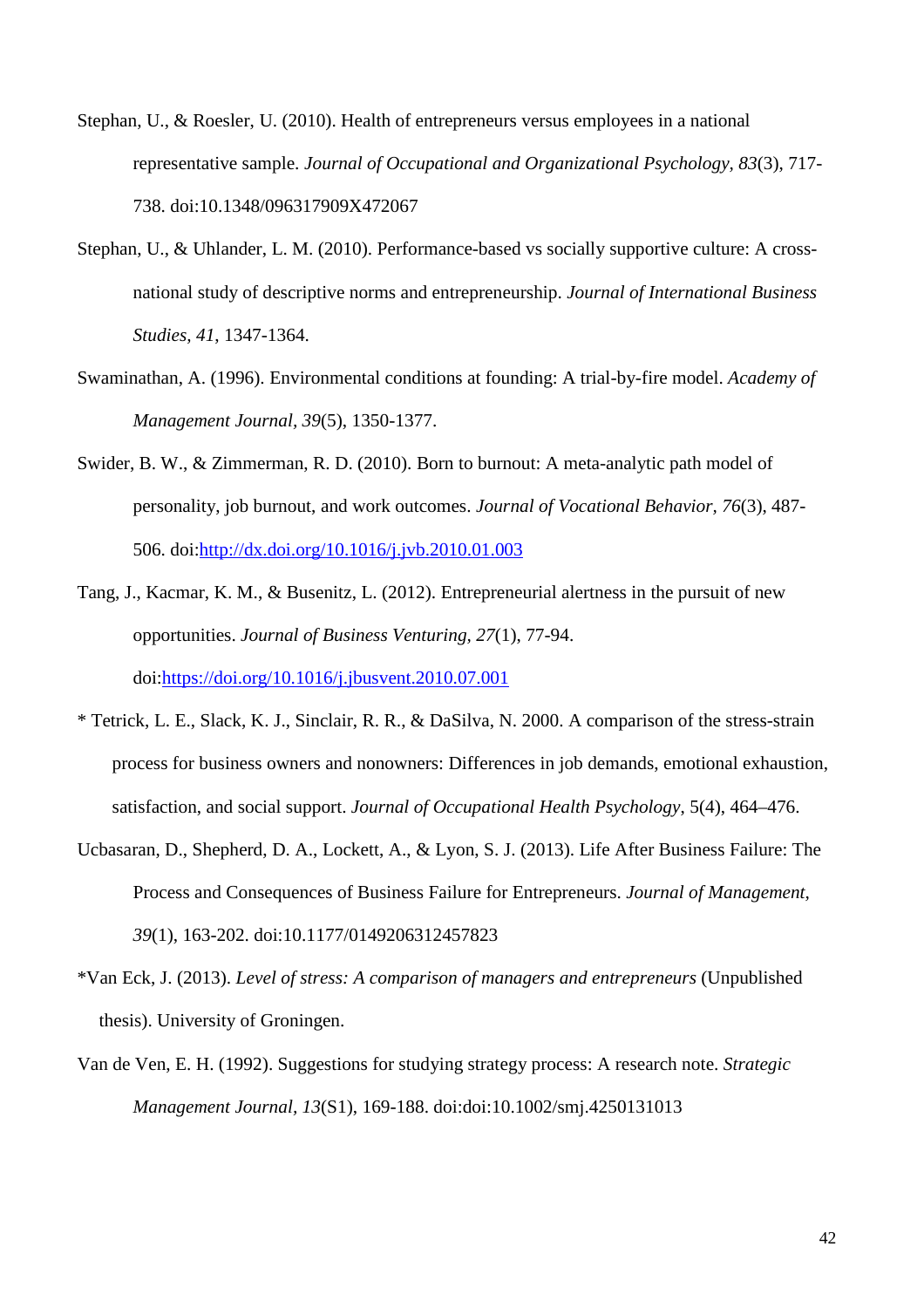Stephan, U., & Roesler, U. (2010). Health of entrepreneurs versus employees in a national representative sample. *Journal of Occupational and Organizational Psychology, 83*(3), 717-738. doi:10.1348/096317909X472067

Stephan, U., & Uhlander, L. M. (2010). Performance-based vs socially supportive culture: A cross-national study of descriptive norms and entrepreneurship. *Journal of International Business Studies, 41*, 1347-1364.

Swaminathan, A. (1996). Environmental conditions at founding: A trial-by-fire model. *Academy of Management Journal, 39*(5), 1350-1377.

Swider, B. W., & Zimmerman, R. D. (2010). Born to burnout: A meta-analytic path model of personality, job burnout, and work outcomes. *Journal of Vocational Behavior, 76*(3), 487-506. doi:http://dx.doi.org/10.1016/j.jvb.2010.01.003

Tang, J., Kacmar, K. M., & Busenitz, L. (2012). Entrepreneurial alertness in the pursuit of new opportunities. *Journal of Business Venturing, 27*(1), 77-94. doi:https://doi.org/10.1016/j.jbusvent.2010.07.001

* Tetrick, L. E., Slack, K. J., Sinclair, R. R., & DaSilva, N. 2000. A comparison of the stress-strain process for business owners and nonowners: Differences in job demands, emotional exhaustion, satisfaction, and social support. *Journal of Occupational Health Psychology*, 5(4), 464–476.

Ucbasaran, D., Shepherd, D. A., Lockett, A., & Lyon, S. J. (2013). Life After Business Failure: The Process and Consequences of Business Failure for Entrepreneurs. *Journal of Management, 39*(1), 163-202. doi:10.1177/0149206312457823

*Van Eck, J. (2013). *Level of stress: A comparison of managers and entrepreneurs* (Unpublished thesis). University of Groningen.

Van de Ven, E. H. (1992). Suggestions for studying strategy process: A research note. *Strategic Management Journal, 13*(S1), 169-188. doi:doi:10.1002/smj.4250131013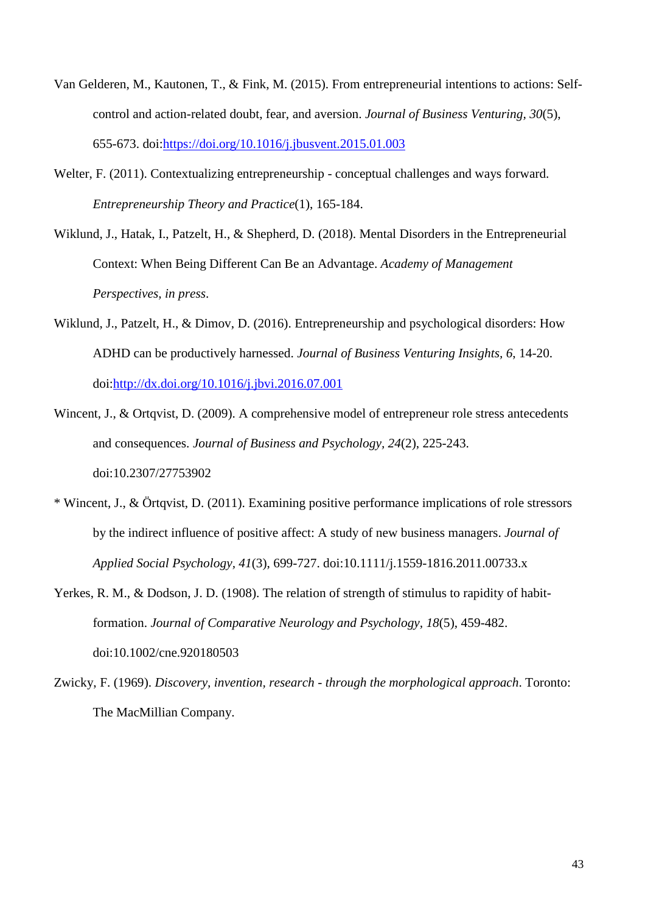Van Gelderen, M., Kautonen, T., & Fink, M. (2015). From entrepreneurial intentions to actions: Self-control and action-related doubt, fear, and aversion. *Journal of Business Venturing, 30*(5), 655-673. doi:https://doi.org/10.1016/j.jbusvent.2015.01.003

Welter, F. (2011). Contextualizing entrepreneurship - conceptual challenges and ways forward. *Entrepreneurship Theory and Practice*(1), 165-184.

Wiklund, J., Hatak, I., Patzelt, H., & Shepherd, D. (2018). Mental Disorders in the Entrepreneurial Context: When Being Different Can Be an Advantage. *Academy of Management Perspectives, in press*.

Wiklund, J., Patzelt, H., & Dimov, D. (2016). Entrepreneurship and psychological disorders: How ADHD can be productively harnessed. *Journal of Business Venturing Insights, 6*, 14-20. doi:http://dx.doi.org/10.1016/j.jbvi.2016.07.001

Wincent, J., & Ortqvist, D. (2009). A comprehensive model of entrepreneur role stress antecedents and consequences. *Journal of Business and Psychology, 24*(2), 225-243. doi:10.2307/27753902

* Wincent, J., & Örtqvist, D. (2011). Examining positive performance implications of role stressors by the indirect influence of positive affect: A study of new business managers. *Journal of Applied Social Psychology, 41*(3), 699-727. doi:10.1111/j.1559-1816.2011.00733.x

Yerkes, R. M., & Dodson, J. D. (1908). The relation of strength of stimulus to rapidity of habit-formation. *Journal of Comparative Neurology and Psychology, 18*(5), 459-482. doi:10.1002/cne.920180503

Zwicky, F. (1969). *Discovery, invention, research - through the morphological approach*. Toronto: The MacMillian Company.